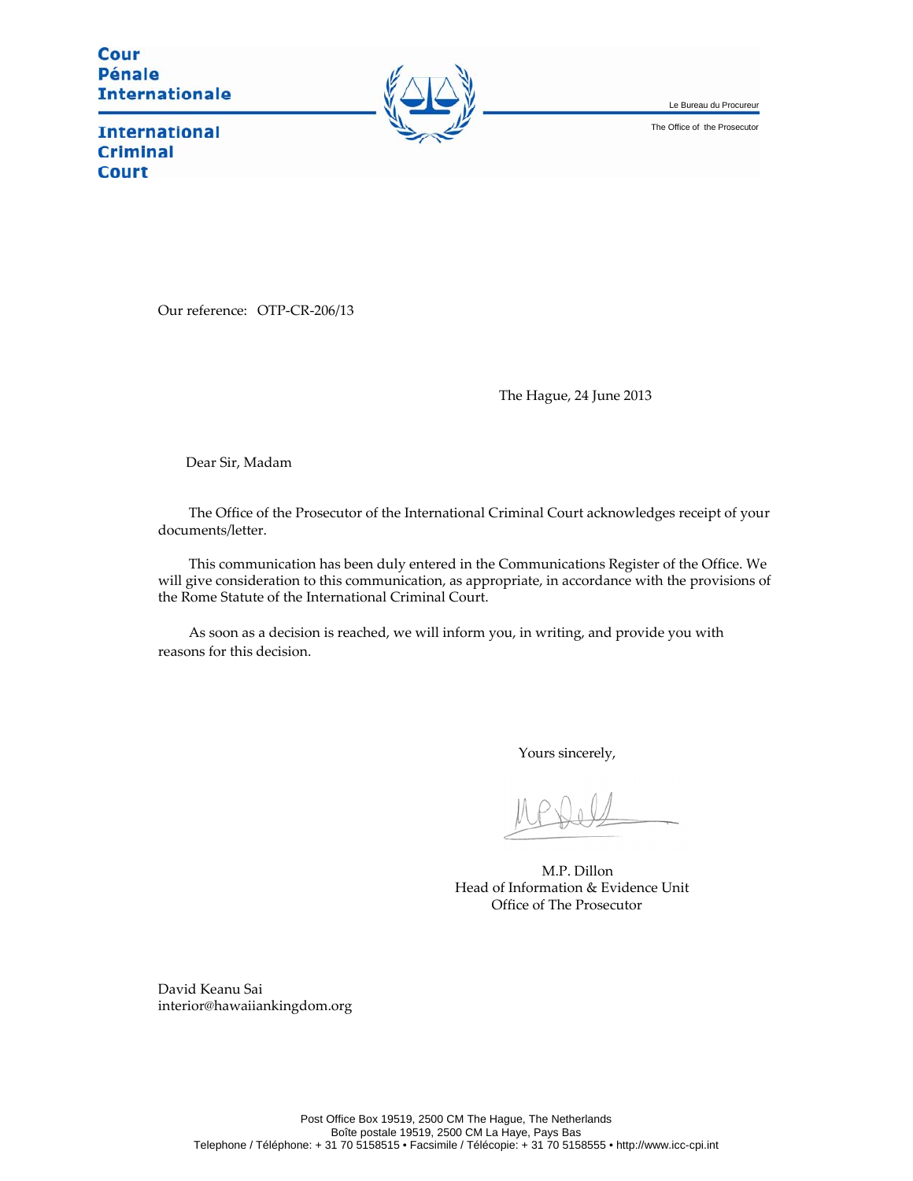**Cour Pénale Internationale**

**International Criminal Court**

Le Bureau du Procureur

The Office of the Prosecutor

Our reference: OTP-CR-206/13

The Hague, 24 June 2013

Dear Sir, Madam

The Office of the Prosecutor of the International Criminal Court acknowledges receipt of your documents/letter.

This communication has been duly entered in the Communications Register of the Office. We will give consideration to this communication, as appropriate, in accordance with the provisions of the Rome Statute of the International Criminal Court.

As soon as a decision is reached, we will inform you, in writing, and provide you with reasons for this decision.

Yours sincerely,

M.P. Dillon
Head of Information & Evidence Unit
Office of The Prosecutor

David Keanu Sai
interior@hawaiiankingdom.org

Post Office Box 19519, 2500 CM The Hague, The Netherlands
Boîte postale 19519, 2500 CM La Haye, Pays Bas
Telephone / Téléphone: + 31 70 5158515 • Facsimile / Télécopie: + 31 70 5158555 • http://www.icc-cpi.int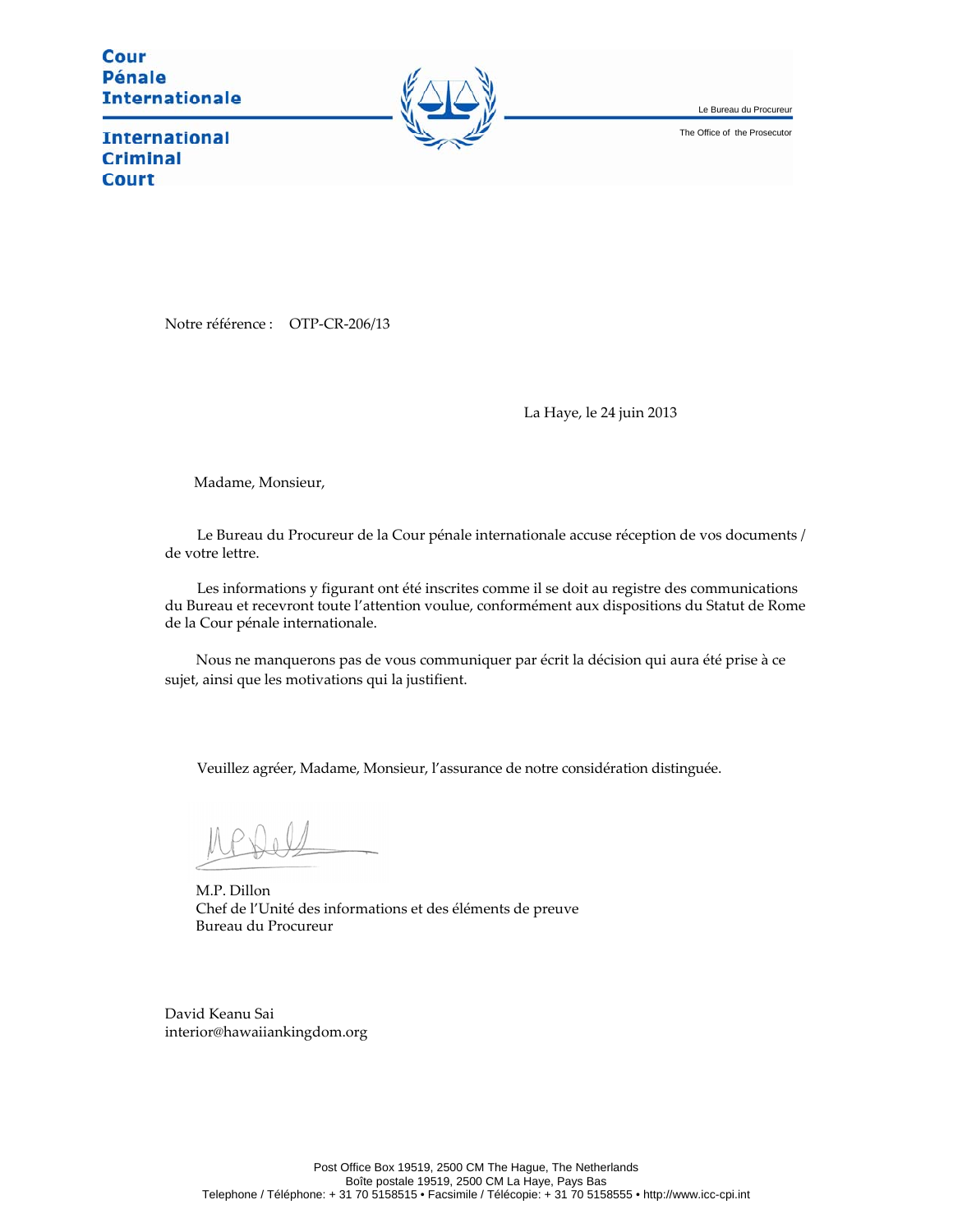Cour Pénale Internationale

International Criminal Court

Le Bureau du Procureur

The Office of the Prosecutor

Notre référence : OTP-CR-206/13

La Haye, le 24 juin 2013

Madame, Monsieur,

Le Bureau du Procureur de la Cour pénale internationale accuse réception de vos documents / de votre lettre.

Les informations y figurant ont été inscrites comme il se doit au registre des communications du Bureau et recevront toute l'attention voulue, conformément aux dispositions du Statut de Rome de la Cour pénale internationale.

Nous ne manquerons pas de vous communiquer par écrit la décision qui aura été prise à ce sujet, ainsi que les motivations qui la justifient.

Veuillez agréer, Madame, Monsieur, l'assurance de notre considération distinguée.

M.P. Dillon
Chef de l'Unité des informations et des éléments de preuve
Bureau du Procureur

David Keanu Sai
interior@hawaiiankingdom.org

Post Office Box 19519, 2500 CM The Hague, The Netherlands
Boîte postale 19519, 2500 CM La Haye, Pays Bas
Telephone / Téléphone: + 31 70 5158515 • Facsimile / Télécopie: + 31 70 5158555 • http://www.icc-cpi.int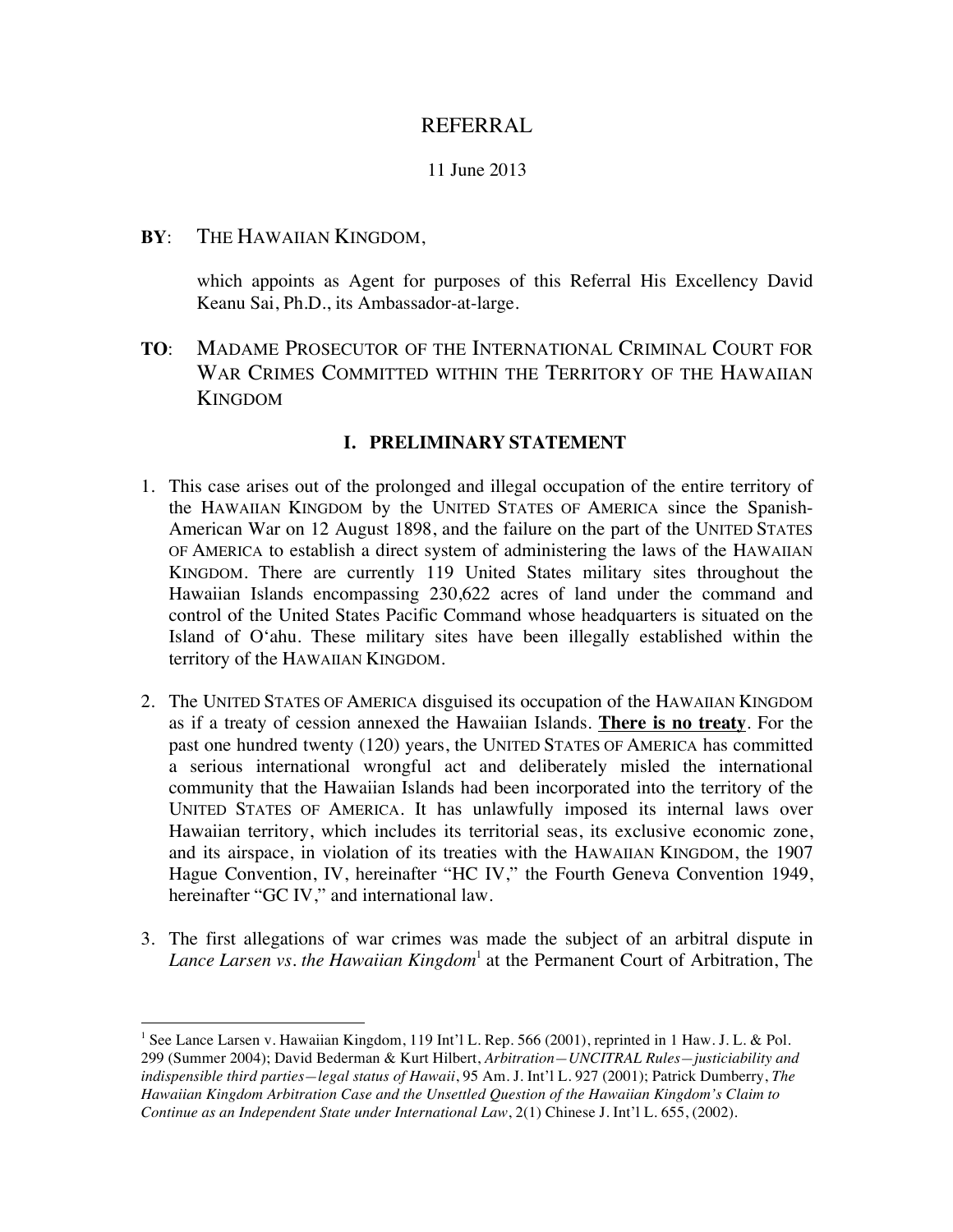# REFERRAL

11 June 2013

**BY**: THE HAWAIIAN KINGDOM,

which appoints as Agent for purposes of this Referral His Excellency David Keanu Sai, Ph.D., its Ambassador-at-large.

**TO**: MADAME PROSECUTOR OF THE INTERNATIONAL CRIMINAL COURT FOR WAR CRIMES COMMITTED WITHIN THE TERRITORY OF THE HAWAIIAN KINGDOM

## I. PRELIMINARY STATEMENT

1. This case arises out of the prolonged and illegal occupation of the entire territory of the HAWAIIAN KINGDOM by the UNITED STATES OF AMERICA since the Spanish-American War on 12 August 1898, and the failure on the part of the UNITED STATES OF AMERICA to establish a direct system of administering the laws of the HAWAIIAN KINGDOM. There are currently 119 United States military sites throughout the Hawaiian Islands encompassing 230,622 acres of land under the command and control of the United States Pacific Command whose headquarters is situated on the Island of O'ahu. These military sites have been illegally established within the territory of the HAWAIIAN KINGDOM.

2. The UNITED STATES OF AMERICA disguised its occupation of the HAWAIIAN KINGDOM as if a treaty of cession annexed the Hawaiian Islands. **<u>There is no treaty</u>**. For the past one hundred twenty (120) years, the UNITED STATES OF AMERICA has committed a serious international wrongful act and deliberately misled the international community that the Hawaiian Islands had been incorporated into the territory of the UNITED STATES OF AMERICA. It has unlawfully imposed its internal laws over Hawaiian territory, which includes its territorial seas, its exclusive economic zone, and its airspace, in violation of its treaties with the HAWAIIAN KINGDOM, the 1907 Hague Convention, IV, hereinafter "HC IV," the Fourth Geneva Convention 1949, hereinafter "GC IV," and international law.

3. The first allegations of war crimes was made the subject of an arbitral dispute in *Lance Larsen vs. the Hawaiian Kingdom*[1] at the Permanent Court of Arbitration, The

---

[1] See Lance Larsen v. Hawaiian Kingdom, 119 Int'l L. Rep. 566 (2001), reprinted in 1 Haw. J. L. & Pol. 299 (Summer 2004); David Bederman & Kurt Hilbert, *Arbitration—UNCITRAL Rules—justiciability and indispensible third parties—legal status of Hawaii*, 95 Am. J. Int'l L. 927 (2001); Patrick Dumberry, *The Hawaiian Kingdom Arbitration Case and the Unsettled Question of the Hawaiian Kingdom's Claim to Continue as an Independent State under International Law*, 2(1) Chinese J. Int'l L. 655, (2002).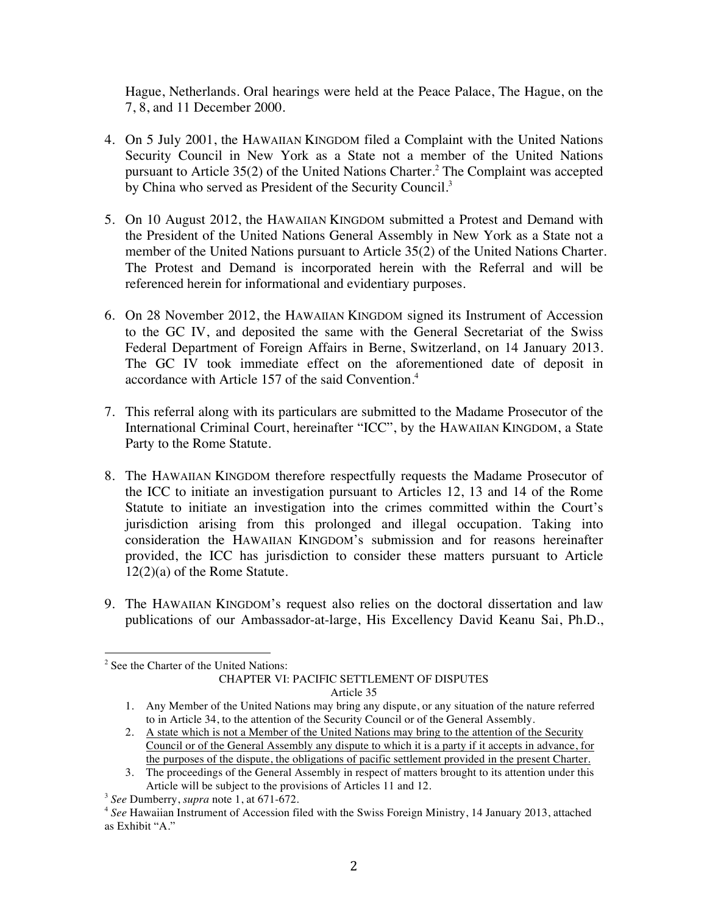Hague, Netherlands. Oral hearings were held at the Peace Palace, The Hague, on the 7, 8, and 11 December 2000.

4. On 5 July 2001, the HAWAIIAN KINGDOM filed a Complaint with the United Nations Security Council in New York as a State not a member of the United Nations pursuant to Article 35(2) of the United Nations Charter.[2] The Complaint was accepted by China who served as President of the Security Council.[3]

5. On 10 August 2012, the HAWAIIAN KINGDOM submitted a Protest and Demand with the President of the United Nations General Assembly in New York as a State not a member of the United Nations pursuant to Article 35(2) of the United Nations Charter. The Protest and Demand is incorporated herein with the Referral and will be referenced herein for informational and evidentiary purposes.

6. On 28 November 2012, the HAWAIIAN KINGDOM signed its Instrument of Accession to the GC IV, and deposited the same with the General Secretariat of the Swiss Federal Department of Foreign Affairs in Berne, Switzerland, on 14 January 2013. The GC IV took immediate effect on the aforementioned date of deposit in accordance with Article 157 of the said Convention.[4]

7. This referral along with its particulars are submitted to the Madame Prosecutor of the International Criminal Court, hereinafter "ICC", by the HAWAIIAN KINGDOM, a State Party to the Rome Statute.

8. The HAWAIIAN KINGDOM therefore respectfully requests the Madame Prosecutor of the ICC to initiate an investigation pursuant to Articles 12, 13 and 14 of the Rome Statute to initiate an investigation into the crimes committed within the Court's jurisdiction arising from this prolonged and illegal occupation. Taking into consideration the HAWAIIAN KINGDOM's submission and for reasons hereinafter provided, the ICC has jurisdiction to consider these matters pursuant to Article 12(2)(a) of the Rome Statute.

9. The HAWAIIAN KINGDOM's request also relies on the doctoral dissertation and law publications of our Ambassador-at-large, His Excellency David Keanu Sai, Ph.D.,

---

[2] See the Charter of the United Nations:

CHAPTER VI: PACIFIC SETTLEMENT OF DISPUTES

Article 35

1. Any Member of the United Nations may bring any dispute, or any situation of the nature referred to in Article 34, to the attention of the Security Council or of the General Assembly.
2. <u>A state which is not a Member of the United Nations may bring to the attention of the Security Council or of the General Assembly any dispute to which it is a party if it accepts in advance, for the purposes of the dispute, the obligations of pacific settlement provided in the present Charter.</u>
3. The proceedings of the General Assembly in respect of matters brought to its attention under this Article will be subject to the provisions of Articles 11 and 12.

[3] *See* Dumberry, *supra* note 1, at 671-672.

[4] *See* Hawaiian Instrument of Accession filed with the Swiss Foreign Ministry, 14 January 2013, attached as Exhibit "A."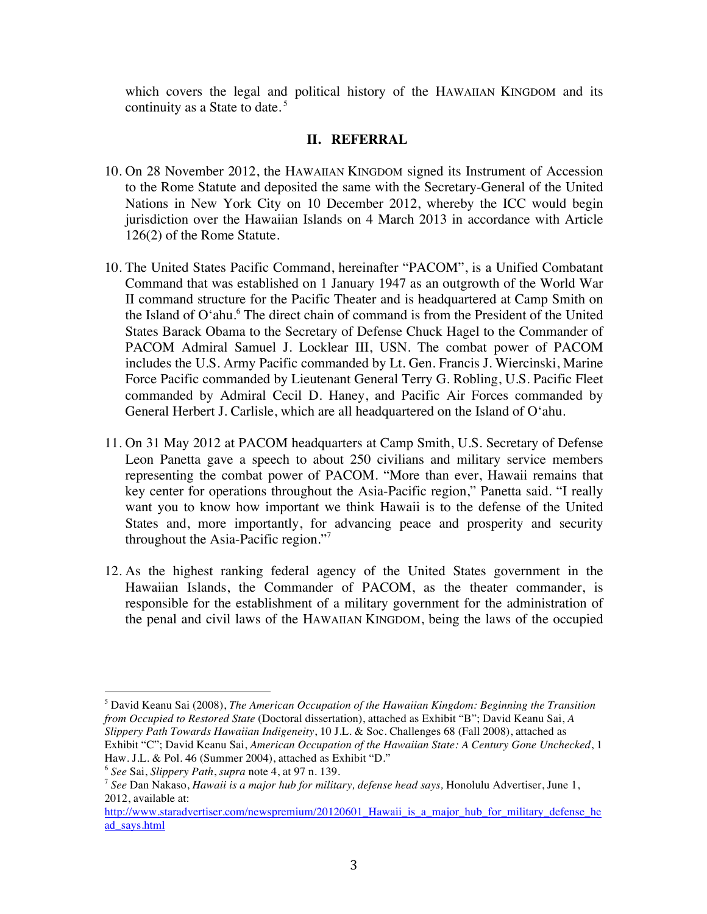which covers the legal and political history of the HAWAIIAN KINGDOM and its continuity as a State to date.[5]

## II. REFERRAL

10. On 28 November 2012, the HAWAIIAN KINGDOM signed its Instrument of Accession to the Rome Statute and deposited the same with the Secretary-General of the United Nations in New York City on 10 December 2012, whereby the ICC would begin jurisdiction over the Hawaiian Islands on 4 March 2013 in accordance with Article 126(2) of the Rome Statute.

10. The United States Pacific Command, hereinafter "PACOM", is a Unified Combatant Command that was established on 1 January 1947 as an outgrowth of the World War II command structure for the Pacific Theater and is headquartered at Camp Smith on the Island of O'ahu.[6] The direct chain of command is from the President of the United States Barack Obama to the Secretary of Defense Chuck Hagel to the Commander of PACOM Admiral Samuel J. Locklear III, USN. The combat power of PACOM includes the U.S. Army Pacific commanded by Lt. Gen. Francis J. Wiercinski, Marine Force Pacific commanded by Lieutenant General Terry G. Robling, U.S. Pacific Fleet commanded by Admiral Cecil D. Haney, and Pacific Air Forces commanded by General Herbert J. Carlisle, which are all headquartered on the Island of O'ahu.

11. On 31 May 2012 at PACOM headquarters at Camp Smith, U.S. Secretary of Defense Leon Panetta gave a speech to about 250 civilians and military service members representing the combat power of PACOM. "More than ever, Hawaii remains that key center for operations throughout the Asia-Pacific region," Panetta said. "I really want you to know how important we think Hawaii is to the defense of the United States and, more importantly, for advancing peace and prosperity and security throughout the Asia-Pacific region."[7]

12. As the highest ranking federal agency of the United States government in the Hawaiian Islands, the Commander of PACOM, as the theater commander, is responsible for the establishment of a military government for the administration of the penal and civil laws of the HAWAIIAN KINGDOM, being the laws of the occupied

---

[5] David Keanu Sai (2008), *The American Occupation of the Hawaiian Kingdom: Beginning the Transition from Occupied to Restored State* (Doctoral dissertation), attached as Exhibit "B"; David Keanu Sai, *A Slippery Path Towards Hawaiian Indigeneity*, 10 J.L. & Soc. Challenges 68 (Fall 2008), attached as Exhibit "C"; David Keanu Sai, *American Occupation of the Hawaiian State: A Century Gone Unchecked*, 1 Haw. J.L. & Pol. 46 (Summer 2004), attached as Exhibit "D."

[6] *See* Sai, *Slippery Path*, *supra* note 4, at 97 n. 139.

[7] *See* Dan Nakaso, *Hawaii is a major hub for military, defense head says,* Honolulu Advertiser, June 1, 2012, available at: http://www.staradvertiser.com/newspremium/20120601_Hawaii_is_a_major_hub_for_military_defense_head_says.html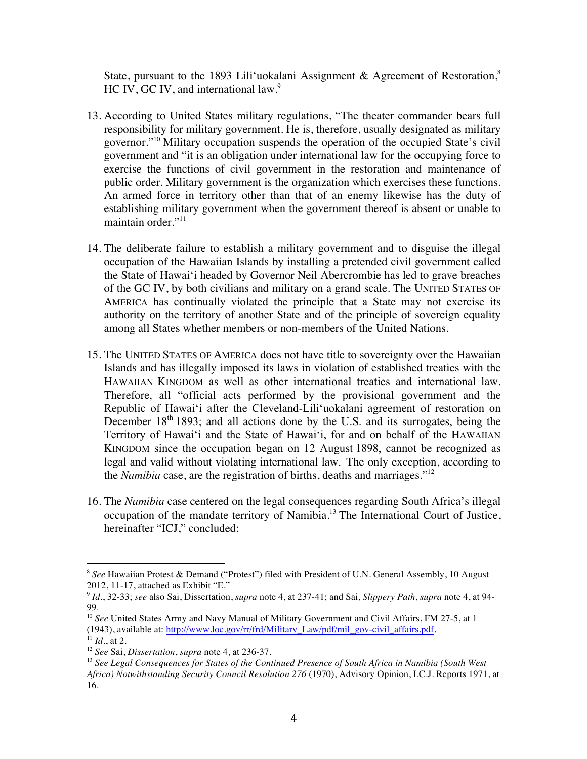State, pursuant to the 1893 Lili'uokalani Assignment & Agreement of Restoration,[8] HC IV, GC IV, and international law.[9]

13. According to United States military regulations, "The theater commander bears full responsibility for military government. He is, therefore, usually designated as military governor."[10] Military occupation suspends the operation of the occupied State's civil government and "it is an obligation under international law for the occupying force to exercise the functions of civil government in the restoration and maintenance of public order. Military government is the organization which exercises these functions. An armed force in territory other than that of an enemy likewise has the duty of establishing military government when the government thereof is absent or unable to maintain order."[11]

14. The deliberate failure to establish a military government and to disguise the illegal occupation of the Hawaiian Islands by installing a pretended civil government called the State of Hawai'i headed by Governor Neil Abercrombie has led to grave breaches of the GC IV, by both civilians and military on a grand scale. The UNITED STATES OF AMERICA has continually violated the principle that a State may not exercise its authority on the territory of another State and of the principle of sovereign equality among all States whether members or non-members of the United Nations.

15. The UNITED STATES OF AMERICA does not have title to sovereignty over the Hawaiian Islands and has illegally imposed its laws in violation of established treaties with the HAWAIIAN KINGDOM as well as other international treaties and international law. Therefore, all "official acts performed by the provisional government and the Republic of Hawai'i after the Cleveland-Lili'uokalani agreement of restoration on December 18th 1893; and all actions done by the U.S. and its surrogates, being the Territory of Hawai'i and the State of Hawai'i, for and on behalf of the HAWAIIAN KINGDOM since the occupation began on 12 August 1898, cannot be recognized as legal and valid without violating international law. The only exception, according to the *Namibia* case, are the registration of births, deaths and marriages."[12]

16. The *Namibia* case centered on the legal consequences regarding South Africa's illegal occupation of the mandate territory of Namibia.[13] The International Court of Justice, hereinafter "ICJ," concluded:

---

[8] *See* Hawaiian Protest & Demand ("Protest") filed with President of U.N. General Assembly, 10 August 2012, 11-17, attached as Exhibit "E."

[9] *Id*., 32-33; *see* also Sai, Dissertation, *supra* note 4, at 237-41; and Sai, *Slippery Path, supra* note 4, at 94-99.

[10] *See* United States Army and Navy Manual of Military Government and Civil Affairs, FM 27-5, at 1 (1943), available at: http://www.loc.gov/rr/frd/Military_Law/pdf/mil_gov-civil_affairs.pdf.

[11] *Id*., at 2.

[12] *See* Sai, *Dissertation*, *supra* note 4, at 236-37.

[13] *See Legal Consequences for States of the Continued Presence of South Africa in Namibia (South West Africa) Notwithstanding Security Council Resolution 276* (1970), Advisory Opinion, I.C.J. Reports 1971, at 16.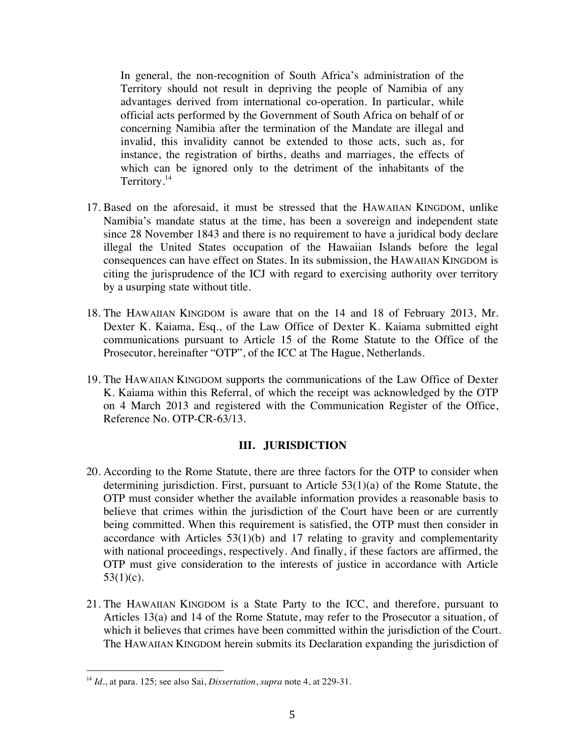> In general, the non-recognition of South Africa's administration of the Territory should not result in depriving the people of Namibia of any advantages derived from international co-operation. In particular, while official acts performed by the Government of South Africa on behalf of or concerning Namibia after the termination of the Mandate are illegal and invalid, this invalidity cannot be extended to those acts, such as, for instance, the registration of births, deaths and marriages, the effects of which can be ignored only to the detriment of the inhabitants of the Territory.[14]

17. Based on the aforesaid, it must be stressed that the HAWAIIAN KINGDOM, unlike Namibia's mandate status at the time, has been a sovereign and independent state since 28 November 1843 and there is no requirement to have a juridical body declare illegal the United States occupation of the Hawaiian Islands before the legal consequences can have effect on States. In its submission, the HAWAIIAN KINGDOM is citing the jurisprudence of the ICJ with regard to exercising authority over territory by a usurping state without title.

18. The HAWAIIAN KINGDOM is aware that on the 14 and 18 of February 2013, Mr. Dexter K. Kaiama, Esq., of the Law Office of Dexter K. Kaiama submitted eight communications pursuant to Article 15 of the Rome Statute to the Office of the Prosecutor, hereinafter "OTP", of the ICC at The Hague, Netherlands.

19. The HAWAIIAN KINGDOM supports the communications of the Law Office of Dexter K. Kaiama within this Referral, of which the receipt was acknowledged by the OTP on 4 March 2013 and registered with the Communication Register of the Office, Reference No. OTP-CR-63/13.

## III. JURISDICTION

20. According to the Rome Statute, there are three factors for the OTP to consider when determining jurisdiction. First, pursuant to Article 53(1)(a) of the Rome Statute, the OTP must consider whether the available information provides a reasonable basis to believe that crimes within the jurisdiction of the Court have been or are currently being committed. When this requirement is satisfied, the OTP must then consider in accordance with Articles 53(1)(b) and 17 relating to gravity and complementarity with national proceedings, respectively. And finally, if these factors are affirmed, the OTP must give consideration to the interests of justice in accordance with Article 53(1)(c).

21. The HAWAIIAN KINGDOM is a State Party to the ICC, and therefore, pursuant to Articles 13(a) and 14 of the Rome Statute, may refer to the Prosecutor a situation, of which it believes that crimes have been committed within the jurisdiction of the Court. The HAWAIIAN KINGDOM herein submits its Declaration expanding the jurisdiction of

---

[14] *Id.*, at para. 125; see also Sai, *Dissertation*, *supra* note 4, at 229-31.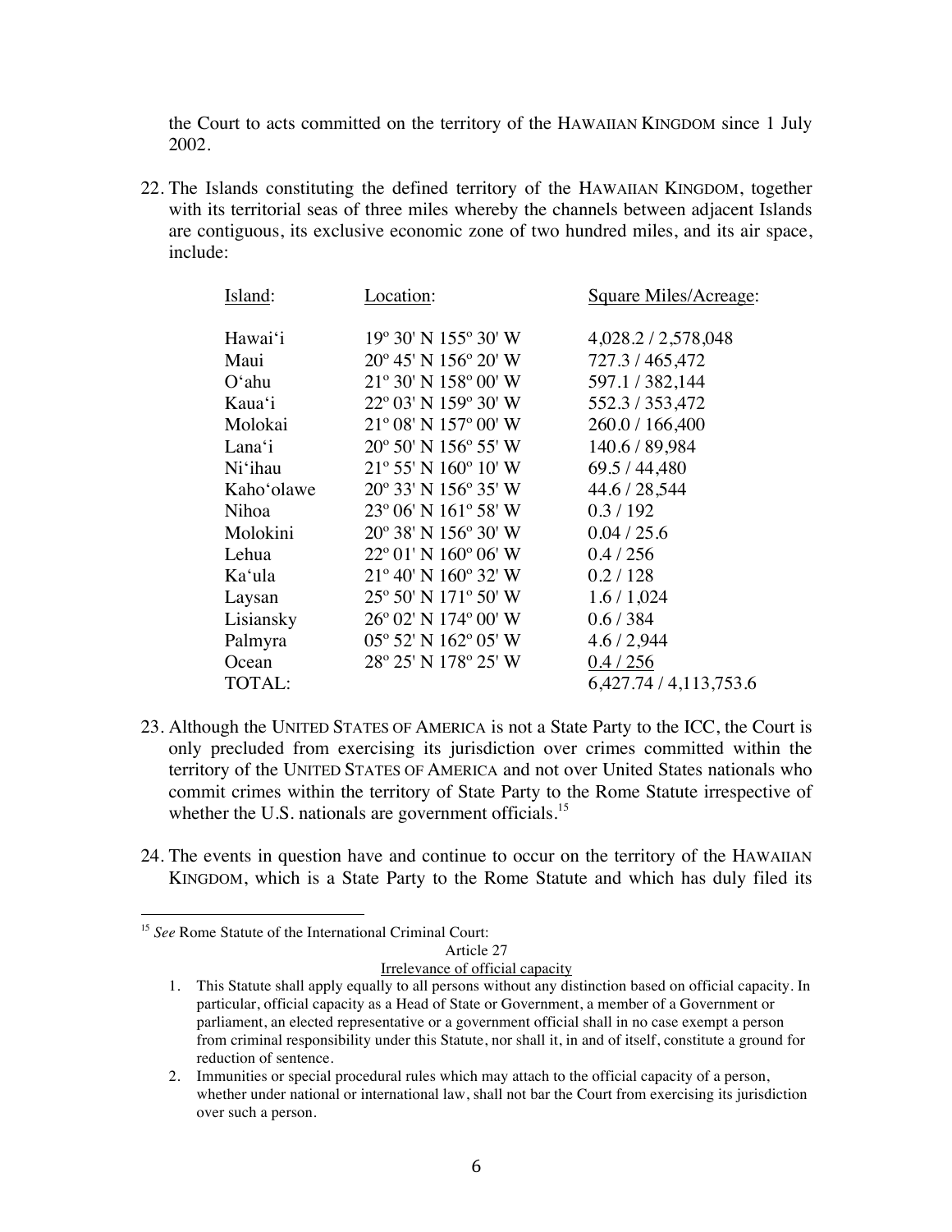the Court to acts committed on the territory of the HAWAIIAN KINGDOM since 1 July 2002.

22. The Islands constituting the defined territory of the HAWAIIAN KINGDOM, together with its territorial seas of three miles whereby the channels between adjacent Islands are contiguous, its exclusive economic zone of two hundred miles, and its air space, include:

| Island: | Location: | Square Miles/Acreage: |
|---|---|---|
| Hawai‘i | 19º 30' N 155º 30' W | 4,028.2 / 2,578,048 |
| Maui | 20º 45' N 156º 20' W | 727.3 / 465,472 |
| O‘ahu | 21º 30' N 158º 00' W | 597.1 / 382,144 |
| Kaua‘i | 22º 03' N 159º 30' W | 552.3 / 353,472 |
| Molokai | 21º 08' N 157º 00' W | 260.0 / 166,400 |
| Lana‘i | 20º 50' N 156º 55' W | 140.6 / 89,984 |
| Ni‘ihau | 21º 55' N 160º 10' W | 69.5 / 44,480 |
| Kaho‘olawe | 20º 33' N 156º 35' W | 44.6 / 28,544 |
| Nihoa | 23º 06' N 161º 58' W | 0.3 / 192 |
| Molokini | 20º 38' N 156º 30' W | 0.04 / 25.6 |
| Lehua | 22º 01' N 160º 06' W | 0.4 / 256 |
| Ka‘ula | 21º 40' N 160º 32' W | 0.2 / 128 |
| Laysan | 25º 50' N 171º 50' W | 1.6 / 1,024 |
| Lisiansky | 26º 02' N 174º 00' W | 0.6 / 384 |
| Palmyra | 05º 52' N 162º 05' W | 4.6 / 2,944 |
| Ocean | 28º 25' N 178º 25' W | 0.4 / 256 |
| TOTAL: | | 6,427.74 / 4,113,753.6 |

23. Although the UNITED STATES OF AMERICA is not a State Party to the ICC, the Court is only precluded from exercising its jurisdiction over crimes committed within the territory of the UNITED STATES OF AMERICA and not over United States nationals who commit crimes within the territory of State Party to the Rome Statute irrespective of whether the U.S. nationals are government officials.[15]

24. The events in question have and continue to occur on the territory of the HAWAIIAN KINGDOM, which is a State Party to the Rome Statute and which has duly filed its

---

[15] *See* Rome Statute of the International Criminal Court:

Article 27

Irrelevance of official capacity

1. This Statute shall apply equally to all persons without any distinction based on official capacity. In particular, official capacity as a Head of State or Government, a member of a Government or parliament, an elected representative or a government official shall in no case exempt a person from criminal responsibility under this Statute, nor shall it, in and of itself, constitute a ground for reduction of sentence.
2. Immunities or special procedural rules which may attach to the official capacity of a person, whether under national or international law, shall not bar the Court from exercising its jurisdiction over such a person.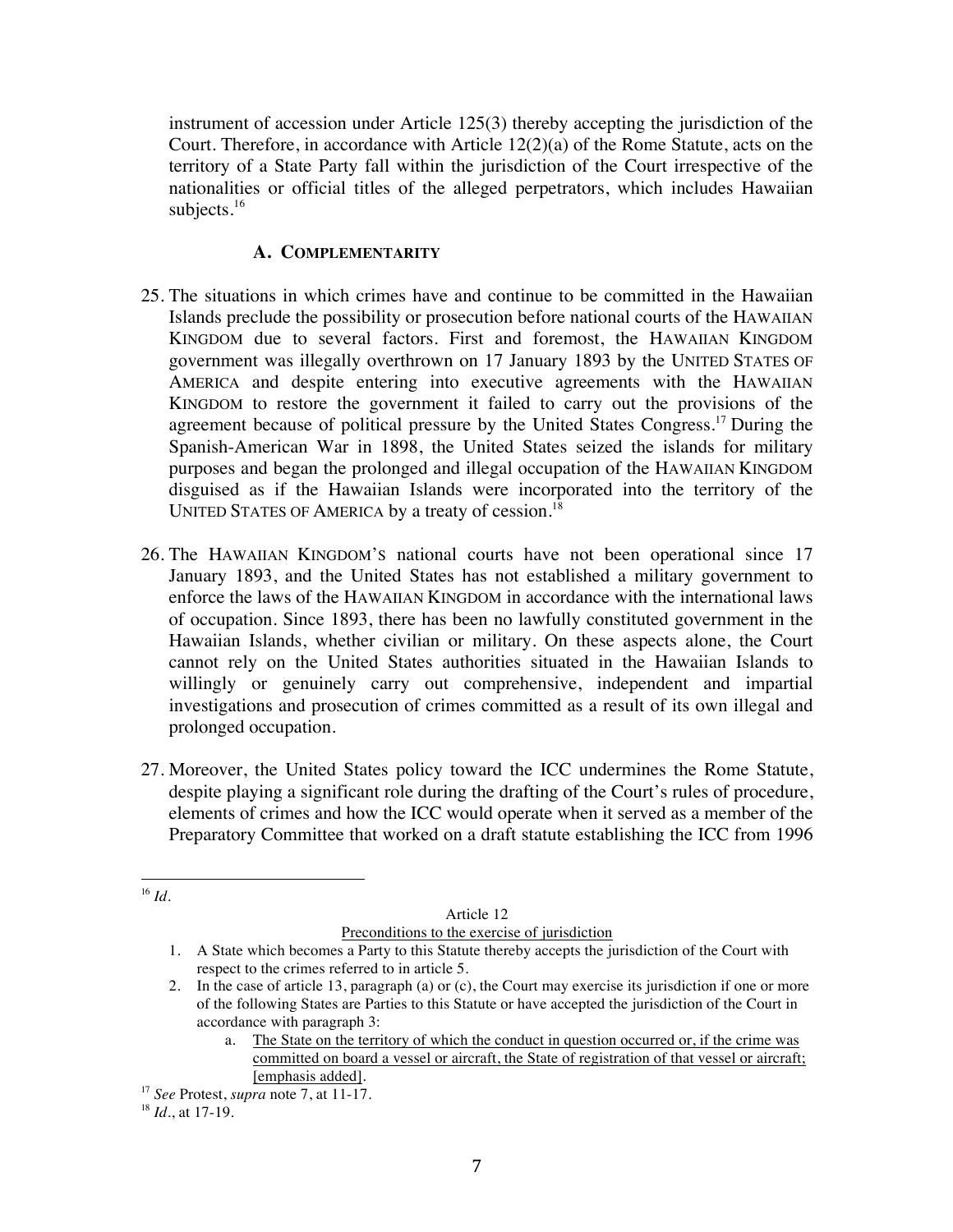instrument of accession under Article 125(3) thereby accepting the jurisdiction of the Court. Therefore, in accordance with Article 12(2)(a) of the Rome Statute, acts on the territory of a State Party fall within the jurisdiction of the Court irrespective of the nationalities or official titles of the alleged perpetrators, which includes Hawaiian subjects.[16]

### A. COMPLEMENTARITY

25. The situations in which crimes have and continue to be committed in the Hawaiian Islands preclude the possibility or prosecution before national courts of the HAWAIIAN KINGDOM due to several factors. First and foremost, the HAWAIIAN KINGDOM government was illegally overthrown on 17 January 1893 by the UNITED STATES OF AMERICA and despite entering into executive agreements with the HAWAIIAN KINGDOM to restore the government it failed to carry out the provisions of the agreement because of political pressure by the United States Congress.[17] During the Spanish-American War in 1898, the United States seized the islands for military purposes and began the prolonged and illegal occupation of the HAWAIIAN KINGDOM disguised as if the Hawaiian Islands were incorporated into the territory of the UNITED STATES OF AMERICA by a treaty of cession.[18]

26. The HAWAIIAN KINGDOM'S national courts have not been operational since 17 January 1893, and the United States has not established a military government to enforce the laws of the HAWAIIAN KINGDOM in accordance with the international laws of occupation. Since 1893, there has been no lawfully constituted government in the Hawaiian Islands, whether civilian or military. On these aspects alone, the Court cannot rely on the United States authorities situated in the Hawaiian Islands to willingly or genuinely carry out comprehensive, independent and impartial investigations and prosecution of crimes committed as a result of its own illegal and prolonged occupation.

27. Moreover, the United States policy toward the ICC undermines the Rome Statute, despite playing a significant role during the drafting of the Court's rules of procedure, elements of crimes and how the ICC would operate when it served as a member of the Preparatory Committee that worked on a draft statute establishing the ICC from 1996

---

[16] *Id.*

Article 12

Preconditions to the exercise of jurisdiction

1. A State which becomes a Party to this Statute thereby accepts the jurisdiction of the Court with respect to the crimes referred to in article 5.
2. In the case of article 13, paragraph (a) or (c), the Court may exercise its jurisdiction if one or more of the following States are Parties to this Statute or have accepted the jurisdiction of the Court in accordance with paragraph 3:
    a. The State on the territory of which the conduct in question occurred or, if the crime was committed on board a vessel or aircraft, the State of registration of that vessel or aircraft; [emphasis added].

[17] *See* Protest, *supra* note 7, at 11-17.

[18] *Id.*, at 17-19.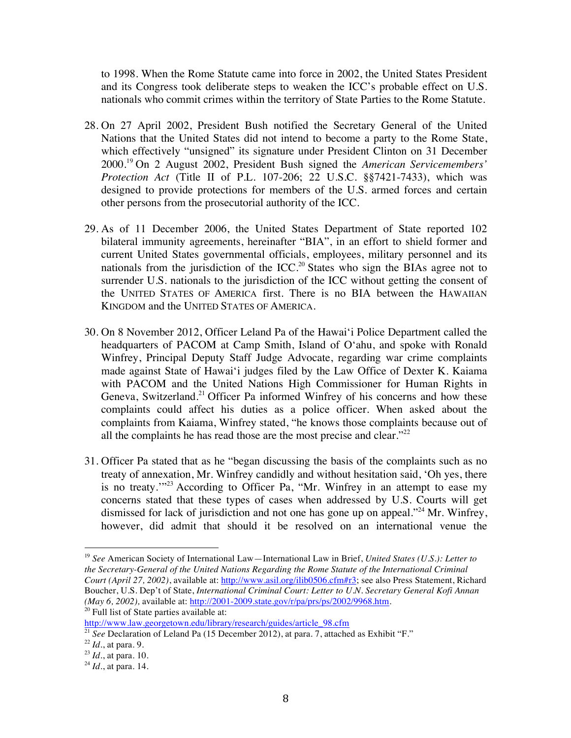to 1998. When the Rome Statute came into force in 2002, the United States President and its Congress took deliberate steps to weaken the ICC's probable effect on U.S. nationals who commit crimes within the territory of State Parties to the Rome Statute.

28. On 27 April 2002, President Bush notified the Secretary General of the United Nations that the United States did not intend to become a party to the Rome State, which effectively "unsigned" its signature under President Clinton on 31 December 2000.[19] On 2 August 2002, President Bush signed the *American Servicemembers' Protection Act* (Title II of P.L. 107-206; 22 U.S.C. §§7421-7433), which was designed to provide protections for members of the U.S. armed forces and certain other persons from the prosecutorial authority of the ICC.

29. As of 11 December 2006, the United States Department of State reported 102 bilateral immunity agreements, hereinafter "BIA", in an effort to shield former and current United States governmental officials, employees, military personnel and its nationals from the jurisdiction of the ICC.[20] States who sign the BIAs agree not to surrender U.S. nationals to the jurisdiction of the ICC without getting the consent of the UNITED STATES OF AMERICA first. There is no BIA between the HAWAIIAN KINGDOM and the UNITED STATES OF AMERICA.

30. On 8 November 2012, Officer Leland Pa of the Hawai'i Police Department called the headquarters of PACOM at Camp Smith, Island of O'ahu, and spoke with Ronald Winfrey, Principal Deputy Staff Judge Advocate, regarding war crime complaints made against State of Hawai'i judges filed by the Law Office of Dexter K. Kaiama with PACOM and the United Nations High Commissioner for Human Rights in Geneva, Switzerland.[21] Officer Pa informed Winfrey of his concerns and how these complaints could affect his duties as a police officer. When asked about the complaints from Kaiama, Winfrey stated, "he knows those complaints because out of all the complaints he has read those are the most precise and clear."[22]

31. Officer Pa stated that as he "began discussing the basis of the complaints such as no treaty of annexation, Mr. Winfrey candidly and without hesitation said, 'Oh yes, there is no treaty.'"[23] According to Officer Pa, "Mr. Winfrey in an attempt to ease my concerns stated that these types of cases when addressed by U.S. Courts will get dismissed for lack of jurisdiction and not one has gone up on appeal."[24] Mr. Winfrey, however, did admit that should it be resolved on an international venue the

---

[19] *See* American Society of International Law—International Law in Brief, *United States (U.S.): Letter to the Secretary-General of the United Nations Regarding the Rome Statute of the International Criminal Court (April 27, 2002)*, available at: http://www.asil.org/ilib0506.cfm#r3; see also Press Statement, Richard Boucher, U.S. Dep't of State, *International Criminal Court: Letter to U.N. Secretary General Kofi Annan (May 6, 2002),* available at: http://2001-2009.state.gov/r/pa/prs/ps/2002/9968.htm.

[20] Full list of State parties available at: http://www.law.georgetown.edu/library/research/guides/article_98.cfm

[21] *See* Declaration of Leland Pa (15 December 2012), at para. 7, attached as Exhibit "F."

[22] *Id*., at para. 9.

[23] *Id*., at para. 10.

[24] *Id*., at para. 14.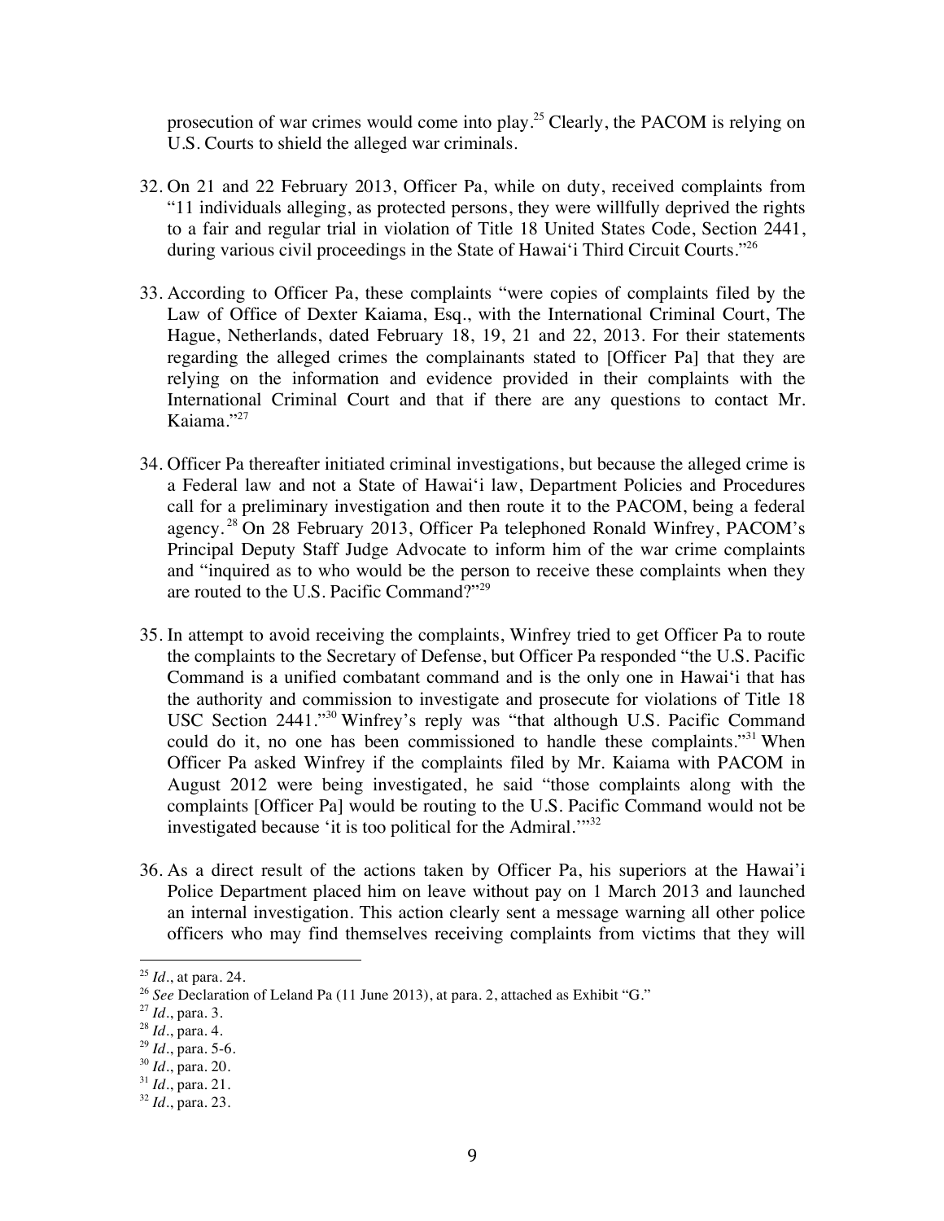prosecution of war crimes would come into play.[25] Clearly, the PACOM is relying on U.S. Courts to shield the alleged war criminals.

32. On 21 and 22 February 2013, Officer Pa, while on duty, received complaints from "11 individuals alleging, as protected persons, they were willfully deprived the rights to a fair and regular trial in violation of Title 18 United States Code, Section 2441, during various civil proceedings in the State of Hawai'i Third Circuit Courts."[26]

33. According to Officer Pa, these complaints "were copies of complaints filed by the Law of Office of Dexter Kaiama, Esq., with the International Criminal Court, The Hague, Netherlands, dated February 18, 19, 21 and 22, 2013. For their statements regarding the alleged crimes the complainants stated to [Officer Pa] that they are relying on the information and evidence provided in their complaints with the International Criminal Court and that if there are any questions to contact Mr. Kaiama."[27]

34. Officer Pa thereafter initiated criminal investigations, but because the alleged crime is a Federal law and not a State of Hawai'i law, Department Policies and Procedures call for a preliminary investigation and then route it to the PACOM, being a federal agency.[28] On 28 February 2013, Officer Pa telephoned Ronald Winfrey, PACOM's Principal Deputy Staff Judge Advocate to inform him of the war crime complaints and "inquired as to who would be the person to receive these complaints when they are routed to the U.S. Pacific Command?"[29]

35. In attempt to avoid receiving the complaints, Winfrey tried to get Officer Pa to route the complaints to the Secretary of Defense, but Officer Pa responded "the U.S. Pacific Command is a unified combatant command and is the only one in Hawai'i that has the authority and commission to investigate and prosecute for violations of Title 18 USC Section 2441."[30] Winfrey's reply was "that although U.S. Pacific Command could do it, no one has been commissioned to handle these complaints."[31] When Officer Pa asked Winfrey if the complaints filed by Mr. Kaiama with PACOM in August 2012 were being investigated, he said "those complaints along with the complaints [Officer Pa] would be routing to the U.S. Pacific Command would not be investigated because 'it is too political for the Admiral.'"[32]

36. As a direct result of the actions taken by Officer Pa, his superiors at the Hawai'i Police Department placed him on leave without pay on 1 March 2013 and launched an internal investigation. This action clearly sent a message warning all other police officers who may find themselves receiving complaints from victims that they will

---

[25] *Id.*, at para. 24.

[26] *See* Declaration of Leland Pa (11 June 2013), at para. 2, attached as Exhibit "G."

[27] *Id.*, para. 3.

[28] *Id.*, para. 4.

[29] *Id.*, para. 5-6.

[30] *Id.*, para. 20.

[31] *Id.*, para. 21.

[32] *Id.*, para. 23.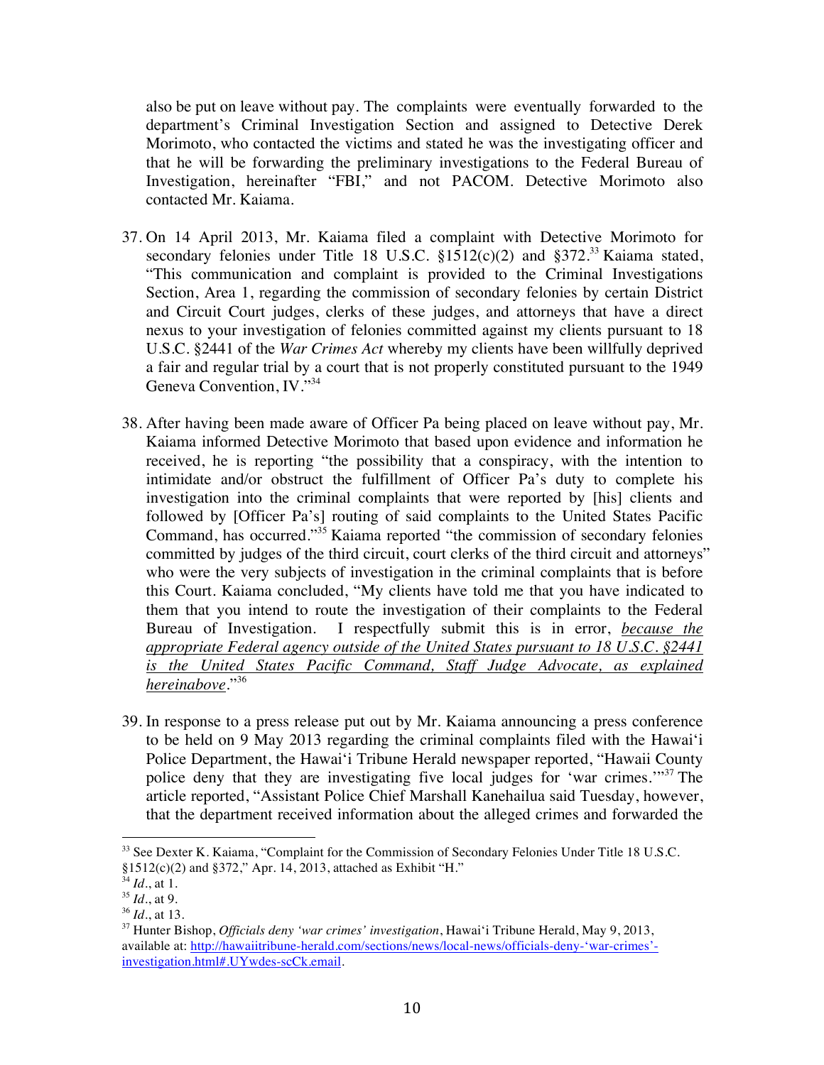also be put on leave without pay. The complaints were eventually forwarded to the department's Criminal Investigation Section and assigned to Detective Derek Morimoto, who contacted the victims and stated he was the investigating officer and that he will be forwarding the preliminary investigations to the Federal Bureau of Investigation, hereinafter "FBI," and not PACOM. Detective Morimoto also contacted Mr. Kaiama.

37. On 14 April 2013, Mr. Kaiama filed a complaint with Detective Morimoto for secondary felonies under Title 18 U.S.C. §1512(c)(2) and §372.[33] Kaiama stated, "This communication and complaint is provided to the Criminal Investigations Section, Area 1, regarding the commission of secondary felonies by certain District and Circuit Court judges, clerks of these judges, and attorneys that have a direct nexus to your investigation of felonies committed against my clients pursuant to 18 U.S.C. §2441 of the *War Crimes Act* whereby my clients have been willfully deprived a fair and regular trial by a court that is not properly constituted pursuant to the 1949 Geneva Convention, IV."[34]

38. After having been made aware of Officer Pa being placed on leave without pay, Mr. Kaiama informed Detective Morimoto that based upon evidence and information he received, he is reporting "the possibility that a conspiracy, with the intention to intimidate and/or obstruct the fulfillment of Officer Pa's duty to complete his investigation into the criminal complaints that were reported by [his] clients and followed by [Officer Pa's] routing of said complaints to the United States Pacific Command, has occurred."[35] Kaiama reported "the commission of secondary felonies committed by judges of the third circuit, court clerks of the third circuit and attorneys" who were the very subjects of investigation in the criminal complaints that is before this Court. Kaiama concluded, "My clients have told me that you have indicated to them that you intend to route the investigation of their complaints to the Federal Bureau of Investigation. I respectfully submit this is in error, <u>*because the appropriate Federal agency outside of the United States pursuant to 18 U.S.C. §2441 is the United States Pacific Command, Staff Judge Advocate, as explained hereinabove*</u>."[36]

39. In response to a press release put out by Mr. Kaiama announcing a press conference to be held on 9 May 2013 regarding the criminal complaints filed with the Hawai'i Police Department, the Hawai'i Tribune Herald newspaper reported, "Hawaii County police deny that they are investigating five local judges for 'war crimes.'"[37] The article reported, "Assistant Police Chief Marshall Kanehailua said Tuesday, however, that the department received information about the alleged crimes and forwarded the

---

[33] See Dexter K. Kaiama, "Complaint for the Commission of Secondary Felonies Under Title 18 U.S.C. §1512(c)(2) and §372," Apr. 14, 2013, attached as Exhibit "H."

[34] *Id*., at 1.

[35] *Id*., at 9.

[36] *Id*., at 13.

[37] Hunter Bishop, *Officials deny 'war crimes' investigation*, Hawai'i Tribune Herald, May 9, 2013, available at: http://hawaiitribune-herald.com/sections/news/local-news/officials-deny-'war-crimes'-investigation.html#.UYwdes-scCk.email.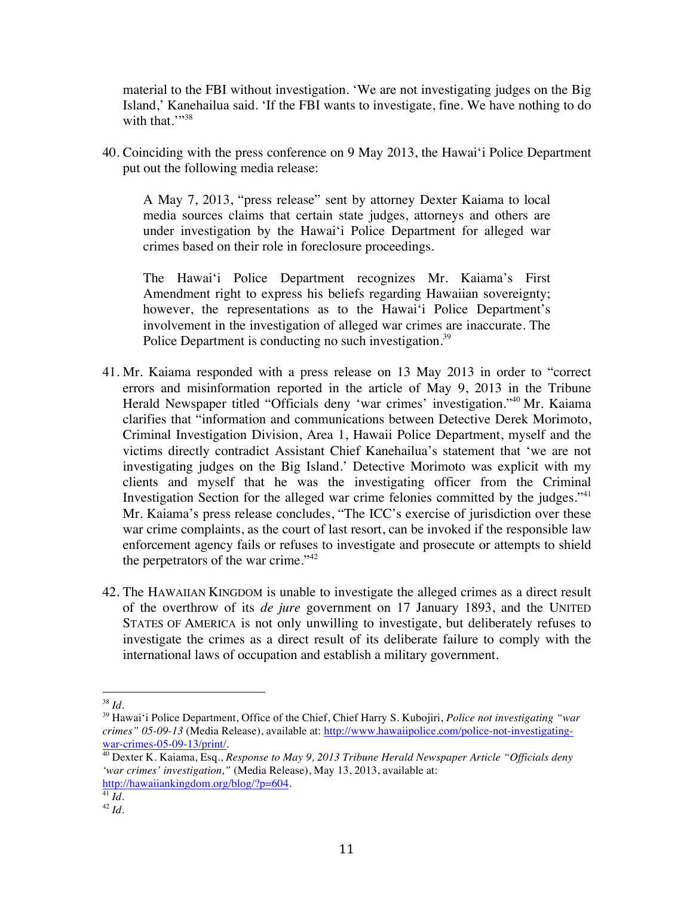material to the FBI without investigation. 'We are not investigating judges on the Big Island,' Kanehailua said. 'If the FBI wants to investigate, fine. We have nothing to do with that.'"[38]

40. Coinciding with the press conference on 9 May 2013, the Hawai'i Police Department put out the following media release:

> A May 7, 2013, "press release" sent by attorney Dexter Kaiama to local media sources claims that certain state judges, attorneys and others are under investigation by the Hawai'i Police Department for alleged war crimes based on their role in foreclosure proceedings.
>
> The Hawai'i Police Department recognizes Mr. Kaiama's First Amendment right to express his beliefs regarding Hawaiian sovereignty; however, the representations as to the Hawai'i Police Department's involvement in the investigation of alleged war crimes are inaccurate. The Police Department is conducting no such investigation.[39]

41. Mr. Kaiama responded with a press release on 13 May 2013 in order to "correct errors and misinformation reported in the article of May 9, 2013 in the Tribune Herald Newspaper titled "Officials deny 'war crimes' investigation."[40] Mr. Kaiama clarifies that "information and communications between Detective Derek Morimoto, Criminal Investigation Division, Area 1, Hawaii Police Department, myself and the victims directly contradict Assistant Chief Kanehailua's statement that 'we are not investigating judges on the Big Island.' Detective Morimoto was explicit with my clients and myself that he was the investigating officer from the Criminal Investigation Section for the alleged war crime felonies committed by the judges."[41] Mr. Kaiama's press release concludes, "The ICC's exercise of jurisdiction over these war crime complaints, as the court of last resort, can be invoked if the responsible law enforcement agency fails or refuses to investigate and prosecute or attempts to shield the perpetrators of the war crime."[42]

42. The HAWAIIAN KINGDOM is unable to investigate the alleged crimes as a direct result of the overthrow of its *de jure* government on 17 January 1893, and the UNITED STATES OF AMERICA is not only unwilling to investigate, but deliberately refuses to investigate the crimes as a direct result of its deliberate failure to comply with the international laws of occupation and establish a military government.

---

[38] *Id.*

[39] Hawai'i Police Department, Office of the Chief, Chief Harry S. Kubojiri, *Police not investigating "war crimes" 05-09-13* (Media Release), available at: http://www.hawaiipolice.com/police-not-investigating-war-crimes-05-09-13/print/.

[40] Dexter K. Kaiama, Esq., *Response to May 9, 2013 Tribune Herald Newspaper Article "Officials deny 'war crimes' investigation,"* (Media Release), May 13, 2013, available at: http://hawaiiankingdom.org/blog/?p=604.

[41] *Id.*

[42] *Id.*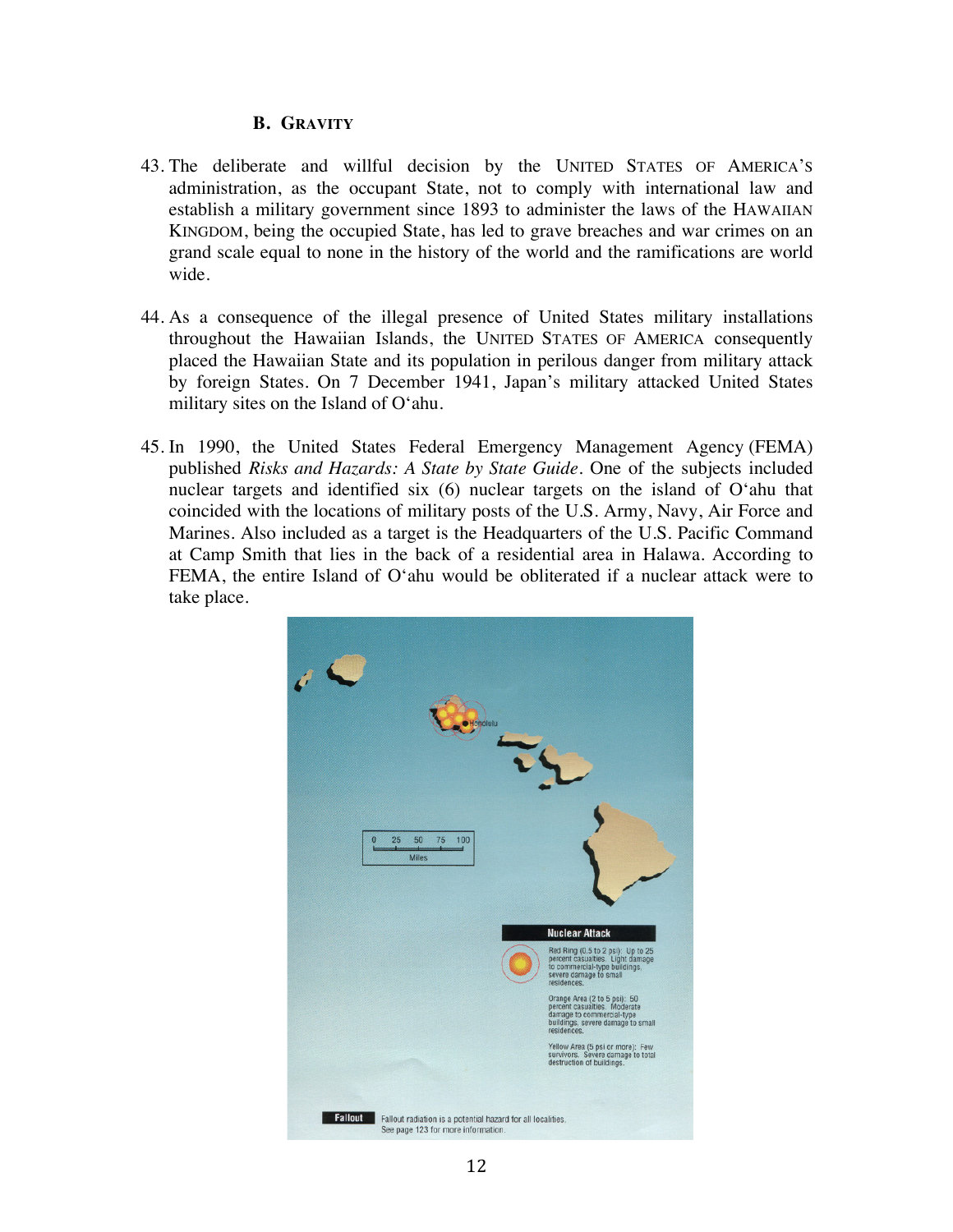### B. Gravity

43. The deliberate and willful decision by the UNITED STATES OF AMERICA'S administration, as the occupant State, not to comply with international law and establish a military government since 1893 to administer the laws of the HAWAIIAN KINGDOM, being the occupied State, has led to grave breaches and war crimes on an grand scale equal to none in the history of the world and the ramifications are world wide.

44. As a consequence of the illegal presence of United States military installations throughout the Hawaiian Islands, the UNITED STATES OF AMERICA consequently placed the Hawaiian State and its population in perilous danger from military attack by foreign States. On 7 December 1941, Japan's military attacked United States military sites on the Island of O'ahu.

45. In 1990, the United States Federal Emergency Management Agency (FEMA) published *Risks and Hazards: A State by State Guide*. One of the subjects included nuclear targets and identified six (6) nuclear targets on the island of O'ahu that coincided with the locations of military posts of the U.S. Army, Navy, Air Force and Marines. Also included as a target is the Headquarters of the U.S. Pacific Command at Camp Smith that lies in the back of a residential area in Halawa. According to FEMA, the entire Island of O'ahu would be obliterated if a nuclear attack were to take place.

Honolulu

0 25 50 75 100
Miles

**Nuclear Attack**

Red Ring (0.5 to 2 psi): Up to 25 percent casualties. Light damage to commercial-type buildings, severe damage to small residences.

Orange Area (2 to 5 psi): 50 percent casualties. Moderate damage to commercial-type buildings, severe damage to small residences.

Yellow Area (5 psi or more): Few survivors. Severe damage to total destruction of buildings.

**Fallout** Fallout radiation is a potential hazard for all localities. See page 123 for more information.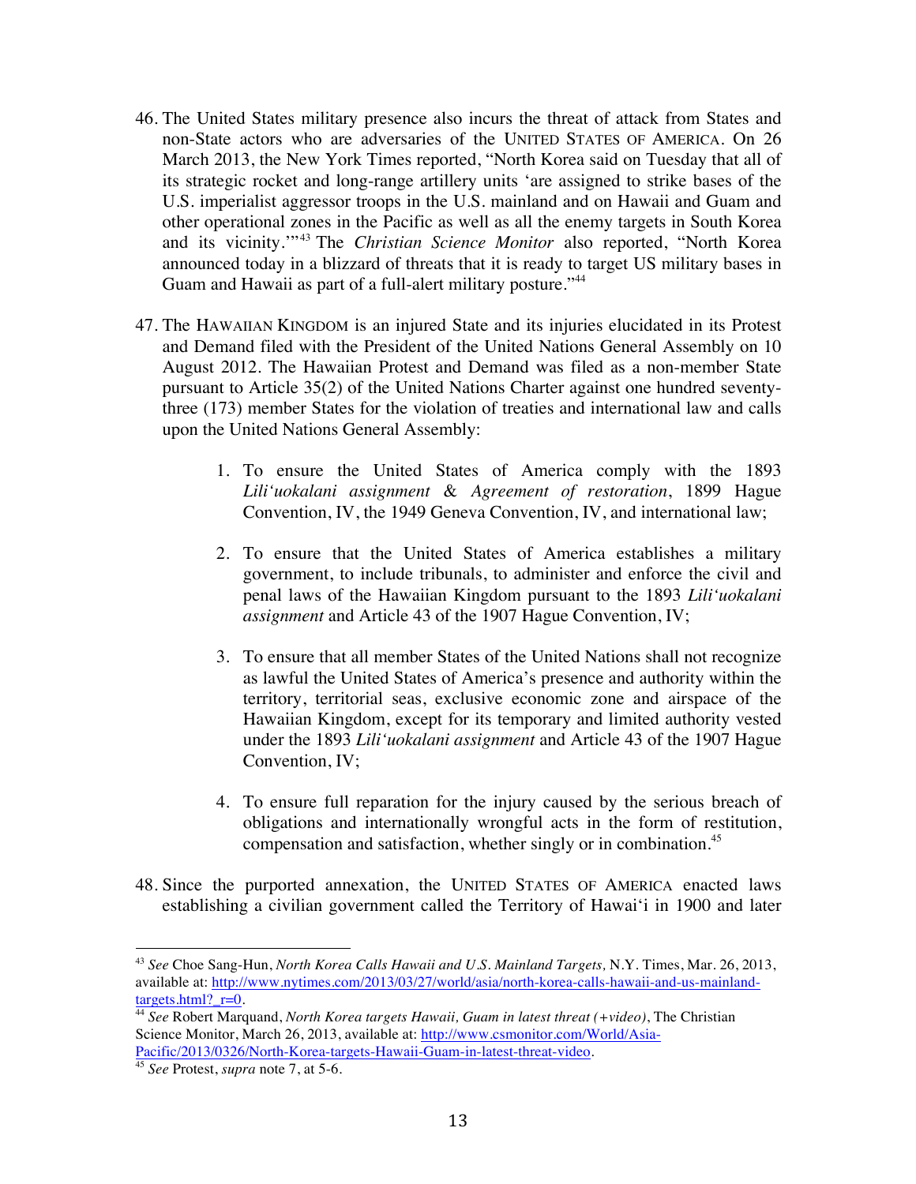46. The United States military presence also incurs the threat of attack from States and non-State actors who are adversaries of the UNITED STATES OF AMERICA. On 26 March 2013, the New York Times reported, "North Korea said on Tuesday that all of its strategic rocket and long-range artillery units 'are assigned to strike bases of the U.S. imperialist aggressor troops in the U.S. mainland and on Hawaii and Guam and other operational zones in the Pacific as well as all the enemy targets in South Korea and its vicinity.'"[43] The *Christian Science Monitor* also reported, "North Korea announced today in a blizzard of threats that it is ready to target US military bases in Guam and Hawaii as part of a full-alert military posture."[44]

47. The HAWAIIAN KINGDOM is an injured State and its injuries elucidated in its Protest and Demand filed with the President of the United Nations General Assembly on 10 August 2012. The Hawaiian Protest and Demand was filed as a non-member State pursuant to Article 35(2) of the United Nations Charter against one hundred seventy-three (173) member States for the violation of treaties and international law and calls upon the United Nations General Assembly:

    1. To ensure the United States of America comply with the 1893 *Lili'uokalani assignment* & *Agreement of restoration*, 1899 Hague Convention, IV, the 1949 Geneva Convention, IV, and international law;

    2. To ensure that the United States of America establishes a military government, to include tribunals, to administer and enforce the civil and penal laws of the Hawaiian Kingdom pursuant to the 1893 *Lili'uokalani assignment* and Article 43 of the 1907 Hague Convention, IV;

    3. To ensure that all member States of the United Nations shall not recognize as lawful the United States of America's presence and authority within the territory, territorial seas, exclusive economic zone and airspace of the Hawaiian Kingdom, except for its temporary and limited authority vested under the 1893 *Lili'uokalani assignment* and Article 43 of the 1907 Hague Convention, IV;

    4. To ensure full reparation for the injury caused by the serious breach of obligations and internationally wrongful acts in the form of restitution, compensation and satisfaction, whether singly or in combination.[45]

48. Since the purported annexation, the UNITED STATES OF AMERICA enacted laws establishing a civilian government called the Territory of Hawai'i in 1900 and later

---

[43] *See* Choe Sang-Hun, *North Korea Calls Hawaii and U.S. Mainland Targets,* N.Y. Times, Mar. 26, 2013, available at: http://www.nytimes.com/2013/03/27/world/asia/north-korea-calls-hawaii-and-us-mainland-targets.html?_r=0.

[44] *See* Robert Marquand, *North Korea targets Hawaii, Guam in latest threat (+video)*, The Christian Science Monitor, March 26, 2013, available at: http://www.csmonitor.com/World/Asia-Pacific/2013/0326/North-Korea-targets-Hawaii-Guam-in-latest-threat-video.

[45] *See* Protest, *supra* note 7, at 5-6.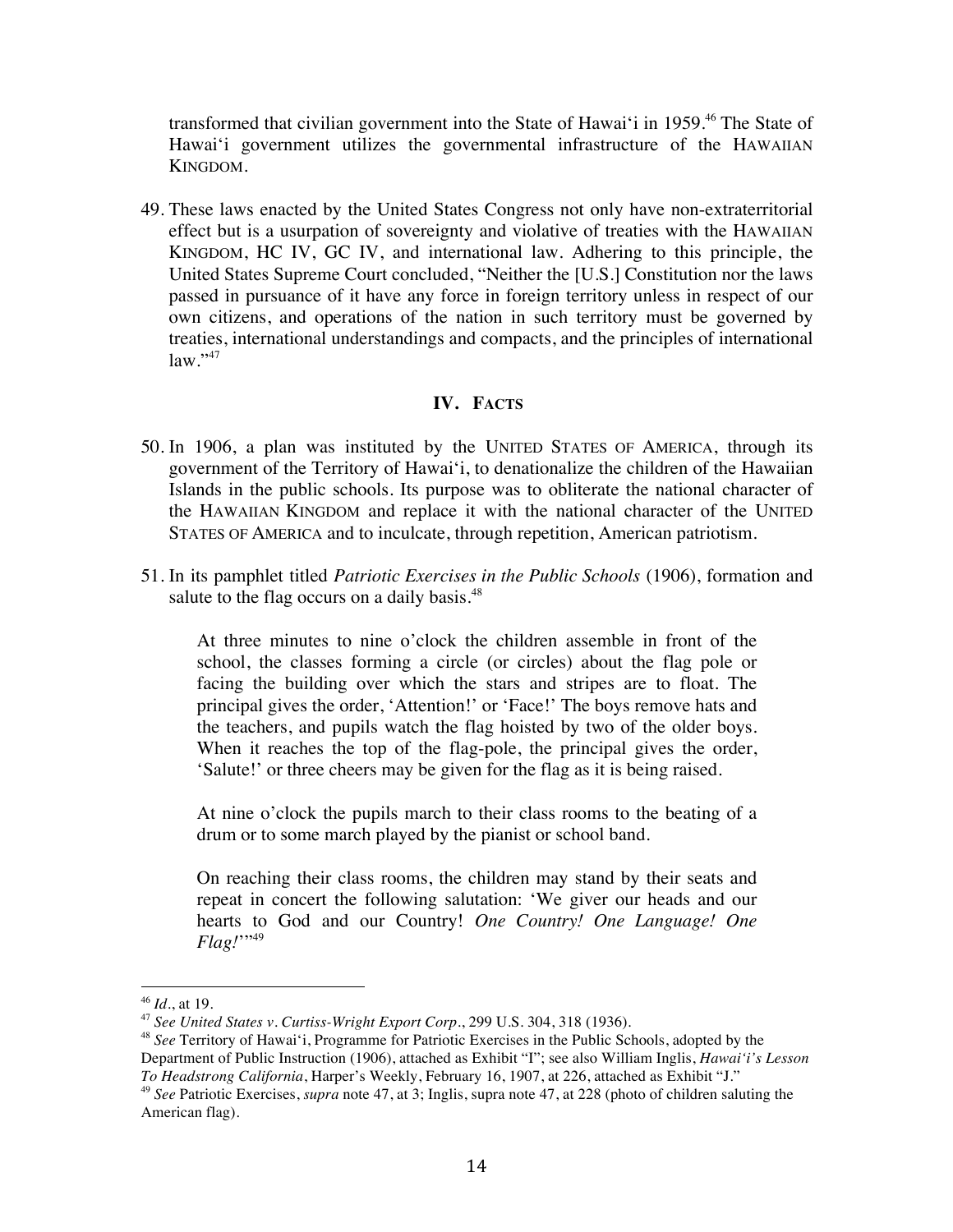transformed that civilian government into the State of Hawai'i in 1959.[46] The State of Hawai'i government utilizes the governmental infrastructure of the HAWAIIAN KINGDOM.

49. These laws enacted by the United States Congress not only have non-extraterritorial effect but is a usurpation of sovereignty and violative of treaties with the HAWAIIAN KINGDOM, HC IV, GC IV, and international law. Adhering to this principle, the United States Supreme Court concluded, "Neither the [U.S.] Constitution nor the laws passed in pursuance of it have any force in foreign territory unless in respect of our own citizens, and operations of the nation in such territory must be governed by treaties, international understandings and compacts, and the principles of international law."[47]

## IV. FACTS

50. In 1906, a plan was instituted by the UNITED STATES OF AMERICA, through its government of the Territory of Hawai'i, to denationalize the children of the Hawaiian Islands in the public schools. Its purpose was to obliterate the national character of the HAWAIIAN KINGDOM and replace it with the national character of the UNITED STATES OF AMERICA and to inculcate, through repetition, American patriotism.

51. In its pamphlet titled *Patriotic Exercises in the Public Schools* (1906), formation and salute to the flag occurs on a daily basis.[48]

> At three minutes to nine o'clock the children assemble in front of the school, the classes forming a circle (or circles) about the flag pole or facing the building over which the stars and stripes are to float. The principal gives the order, 'Attention!' or 'Face!' The boys remove hats and the teachers, and pupils watch the flag hoisted by two of the older boys. When it reaches the top of the flag-pole, the principal gives the order, 'Salute!' or three cheers may be given for the flag as it is being raised.
>
> At nine o'clock the pupils march to their class rooms to the beating of a drum or to some march played by the pianist or school band.
>
> On reaching their class rooms, the children may stand by their seats and repeat in concert the following salutation: 'We giver our heads and our hearts to God and our Country! *One Country! One Language! One Flag!*'"[49]

---

[46] *Id.*, at 19.

[47] *See United States v. Curtiss-Wright Export Corp*., 299 U.S. 304, 318 (1936).

[48] *See* Territory of Hawai'i, Programme for Patriotic Exercises in the Public Schools, adopted by the Department of Public Instruction (1906), attached as Exhibit "I"; see also William Inglis, *Hawai'i's Lesson To Headstrong California*, Harper's Weekly, February 16, 1907, at 226, attached as Exhibit "J."

[49] *See* Patriotic Exercises, *supra* note 47, at 3; Inglis, supra note 47, at 228 (photo of children saluting the American flag).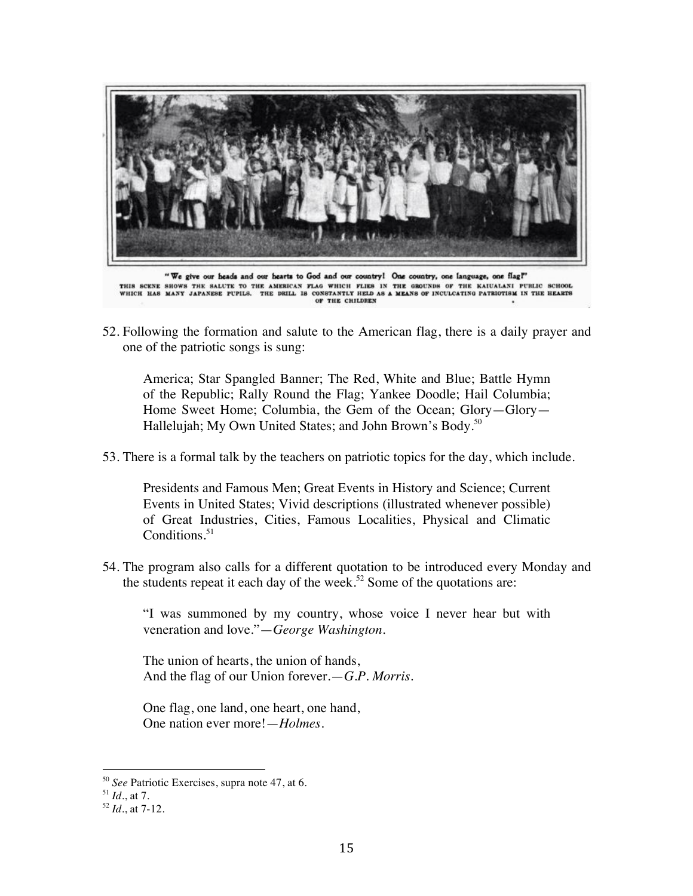"We give our heads and our hearts to God and our country! One country, one language, one flag!"
THIS SCENE SHOWS THE SALUTE TO THE AMERICAN FLAG WHICH FLIES IN THE GROUNDS OF THE KAIUALANI PUBLIC SCHOOL WHICH HAS MANY JAPANESE PUPILS. THE DRILL IS CONSTANTLY HELD AS A MEANS OF INCULCATING PATRIOTISM IN THE HEARTS OF THE CHILDREN

52. Following the formation and salute to the American flag, there is a daily prayer and one of the patriotic songs is sung:

> America; Star Spangled Banner; The Red, White and Blue; Battle Hymn of the Republic; Rally Round the Flag; Yankee Doodle; Hail Columbia; Home Sweet Home; Columbia, the Gem of the Ocean; Glory—Glory—Hallelujah; My Own United States; and John Brown's Body.[50]

53. There is a formal talk by the teachers on patriotic topics for the day, which include.

> Presidents and Famous Men; Great Events in History and Science; Current Events in United States; Vivid descriptions (illustrated whenever possible) of Great Industries, Cities, Famous Localities, Physical and Climatic Conditions.[51]

54. The program also calls for a different quotation to be introduced every Monday and the students repeat it each day of the week.[52] Some of the quotations are:

> "I was summoned by my country, whose voice I never hear but with veneration and love."—*George Washington*.
>
> The union of hearts, the union of hands,
> And the flag of our Union forever.—*G.P. Morris*.
>
> One flag, one land, one heart, one hand,
> One nation ever more!—*Holmes*.

---

[50] *See* Patriotic Exercises, supra note 47, at 6.

[51] *Id*., at 7.

[52] *Id*., at 7-12.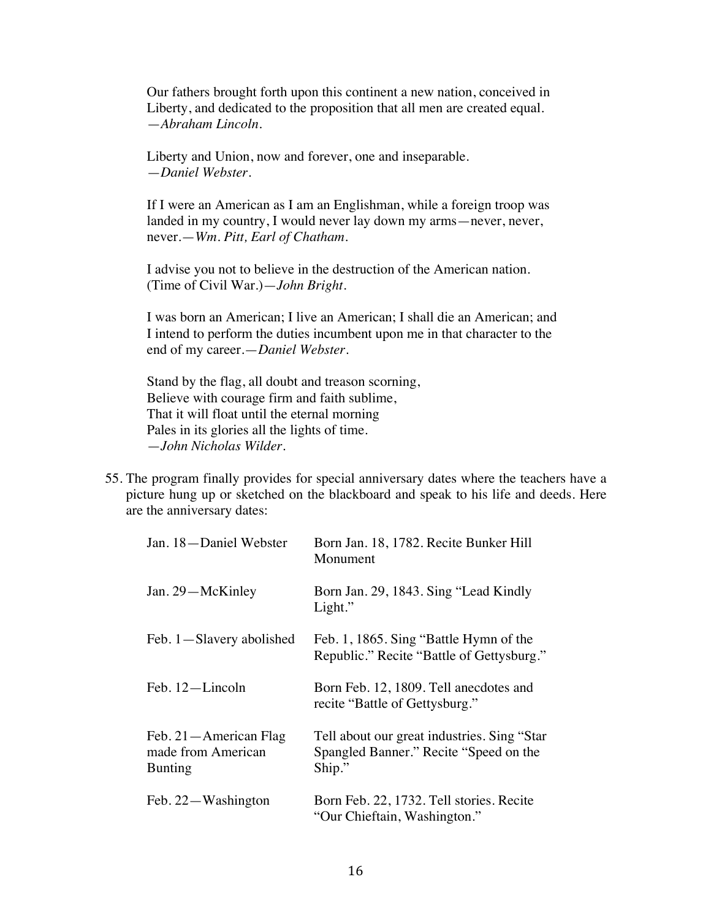Our fathers brought forth upon this continent a new nation, conceived in Liberty, and dedicated to the proposition that all men are created equal. —*Abraham Lincoln.*

Liberty and Union, now and forever, one and inseparable. —*Daniel Webster.*

If I were an American as I am an Englishman, while a foreign troop was landed in my country, I would never lay down my arms—never, never, never.—*Wm. Pitt, Earl of Chatham.*

I advise you not to believe in the destruction of the American nation. (Time of Civil War.)—*John Bright.*

I was born an American; I live an American; I shall die an American; and I intend to perform the duties incumbent upon me in that character to the end of my career.—*Daniel Webster.*

Stand by the flag, all doubt and treason scorning,
Believe with courage firm and faith sublime,
That it will float until the eternal morning
Pales in its glories all the lights of time.
—*John Nicholas Wilder.*

55. The program finally provides for special anniversary dates where the teachers have a picture hung up or sketched on the blackboard and speak to his life and deeds. Here are the anniversary dates:

| | |
|---|---|
| Jan. 18—Daniel Webster | Born Jan. 18, 1782. Recite Bunker Hill Monument |
| Jan. 29—McKinley | Born Jan. 29, 1843. Sing "Lead Kindly Light." |
| Feb. 1—Slavery abolished | Feb. 1, 1865. Sing "Battle Hymn of the Republic." Recite "Battle of Gettysburg." |
| Feb. 12—Lincoln | Born Feb. 12, 1809. Tell anecdotes and recite "Battle of Gettysburg." |
| Feb. 21—American Flag made from American Bunting | Tell about our great industries. Sing "Star Spangled Banner." Recite "Speed on the Ship." |
| Feb. 22—Washington | Born Feb. 22, 1732. Tell stories. Recite "Our Chieftain, Washington." |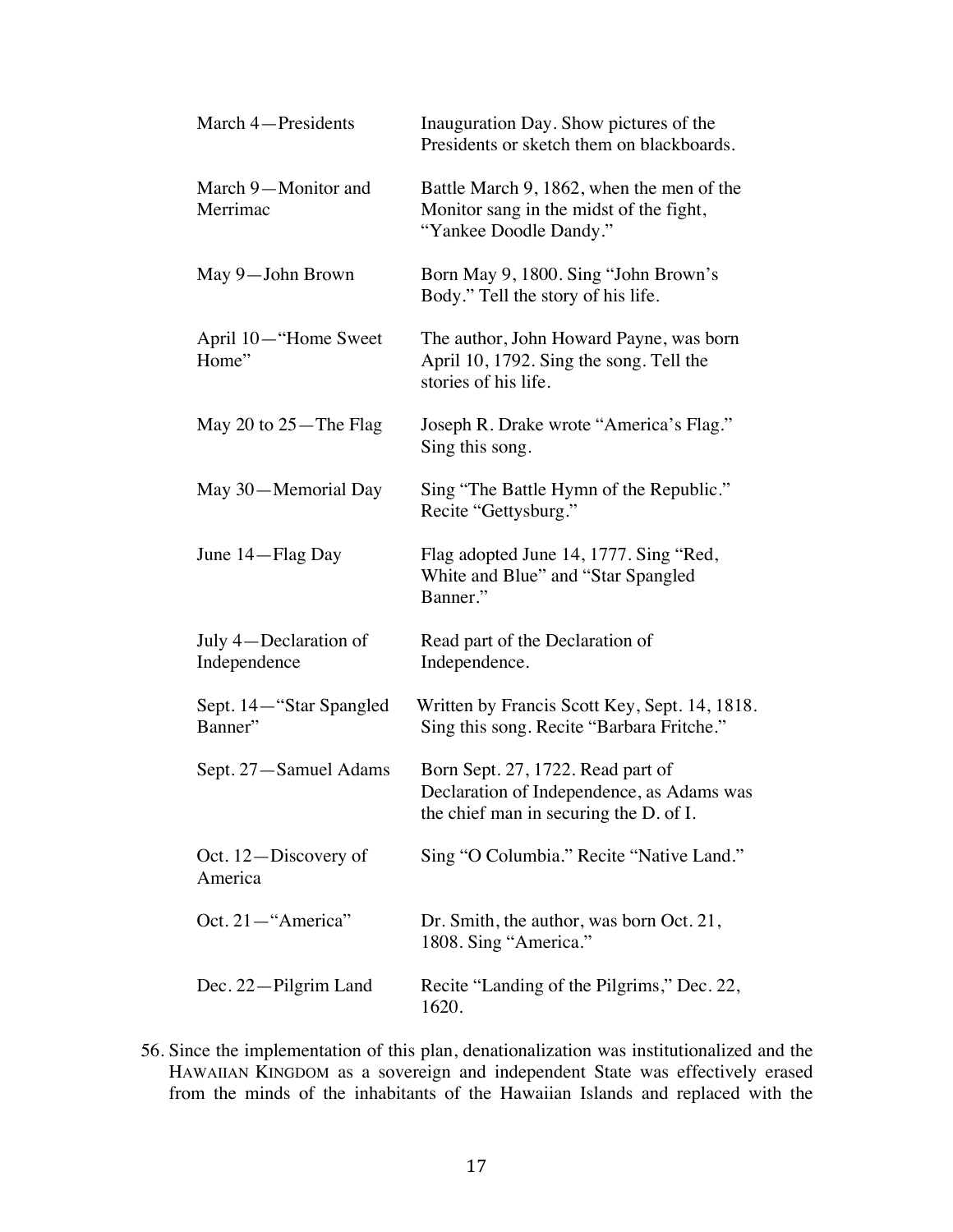| | |
|---|---|
| March 4—Presidents | Inauguration Day. Show pictures of the Presidents or sketch them on blackboards. |
| March 9—Monitor and Merrimac | Battle March 9, 1862, when the men of the Monitor sang in the midst of the fight, "Yankee Doodle Dandy." |
| May 9—John Brown | Born May 9, 1800. Sing "John Brown's Body." Tell the story of his life. |
| April 10—"Home Sweet Home" | The author, John Howard Payne, was born April 10, 1792. Sing the song. Tell the stories of his life. |
| May 20 to 25—The Flag | Joseph R. Drake wrote "America's Flag." Sing this song. |
| May 30—Memorial Day | Sing "The Battle Hymn of the Republic." Recite "Gettysburg." |
| June 14—Flag Day | Flag adopted June 14, 1777. Sing "Red, White and Blue" and "Star Spangled Banner." |
| July 4—Declaration of Independence | Read part of the Declaration of Independence. |
| Sept. 14—"Star Spangled Banner" | Written by Francis Scott Key, Sept. 14, 1818. Sing this song. Recite "Barbara Fritche." |
| Sept. 27—Samuel Adams | Born Sept. 27, 1722. Read part of Declaration of Independence, as Adams was the chief man in securing the D. of I. |
| Oct. 12—Discovery of America | Sing "O Columbia." Recite "Native Land." |
| Oct. 21—"America" | Dr. Smith, the author, was born Oct. 21, 1808. Sing "America." |
| Dec. 22—Pilgrim Land | Recite "Landing of the Pilgrims," Dec. 22, 1620. |

56. Since the implementation of this plan, denationalization was institutionalized and the HAWAIIAN KINGDOM as a sovereign and independent State was effectively erased from the minds of the inhabitants of the Hawaiian Islands and replaced with the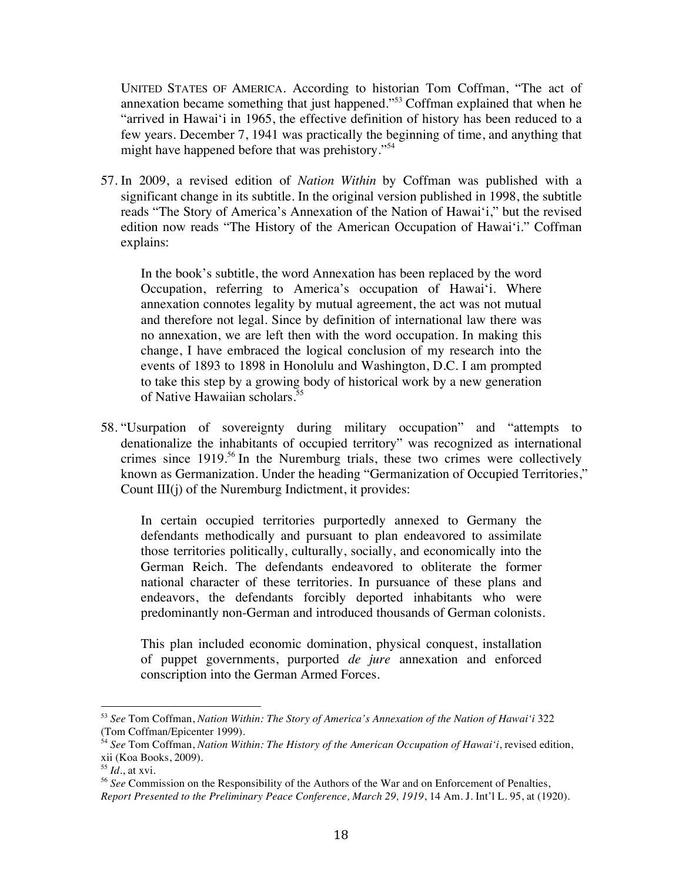UNITED STATES OF AMERICA. According to historian Tom Coffman, "The act of annexation became something that just happened."[53] Coffman explained that when he "arrived in Hawai'i in 1965, the effective definition of history has been reduced to a few years. December 7, 1941 was practically the beginning of time, and anything that might have happened before that was prehistory."[54]

57. In 2009, a revised edition of *Nation Within* by Coffman was published with a significant change in its subtitle. In the original version published in 1998, the subtitle reads "The Story of America's Annexation of the Nation of Hawai'i," but the revised edition now reads "The History of the American Occupation of Hawai'i." Coffman explains:

> In the book's subtitle, the word Annexation has been replaced by the word Occupation, referring to America's occupation of Hawai'i. Where annexation connotes legality by mutual agreement, the act was not mutual and therefore not legal. Since by definition of international law there was no annexation, we are left then with the word occupation. In making this change, I have embraced the logical conclusion of my research into the events of 1893 to 1898 in Honolulu and Washington, D.C. I am prompted to take this step by a growing body of historical work by a new generation of Native Hawaiian scholars.[55]

58. "Usurpation of sovereignty during military occupation" and "attempts to denationalize the inhabitants of occupied territory" was recognized as international crimes since 1919.[56] In the Nuremburg trials, these two crimes were collectively known as Germanization. Under the heading "Germanization of Occupied Territories," Count III(j) of the Nuremburg Indictment, it provides:

> In certain occupied territories purportedly annexed to Germany the defendants methodically and pursuant to plan endeavored to assimilate those territories politically, culturally, socially, and economically into the German Reich. The defendants endeavored to obliterate the former national character of these territories. In pursuance of these plans and endeavors, the defendants forcibly deported inhabitants who were predominantly non-German and introduced thousands of German colonists.
>
> This plan included economic domination, physical conquest, installation of puppet governments, purported *de jure* annexation and enforced conscription into the German Armed Forces.

---

[53] *See* Tom Coffman, *Nation Within: The Story of America's Annexation of the Nation of Hawai'i* 322 (Tom Coffman/Epicenter 1999).

[54] *See* Tom Coffman, *Nation Within: The History of the American Occupation of Hawai'i*, revised edition, xii (Koa Books, 2009).

[55] *Id.*, at xvi.

[56] *See* Commission on the Responsibility of the Authors of the War and on Enforcement of Penalties, *Report Presented to the Preliminary Peace Conference, March 29, 1919*, 14 Am. J. Int'l L. 95, at (1920).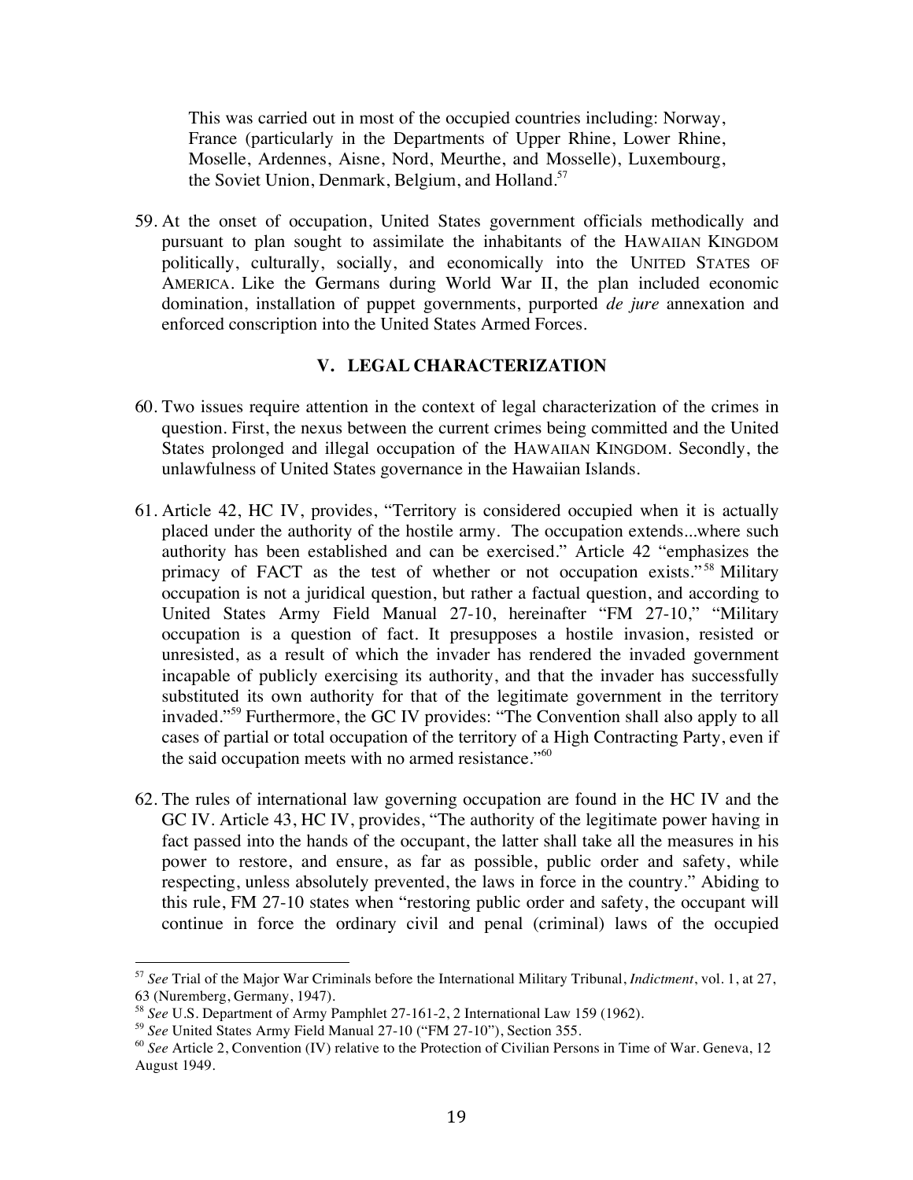> This was carried out in most of the occupied countries including: Norway, France (particularly in the Departments of Upper Rhine, Lower Rhine, Moselle, Ardennes, Aisne, Nord, Meurthe, and Mosselle), Luxembourg, the Soviet Union, Denmark, Belgium, and Holland.[57]

59. At the onset of occupation, United States government officials methodically and pursuant to plan sought to assimilate the inhabitants of the HAWAIIAN KINGDOM politically, culturally, socially, and economically into the UNITED STATES OF AMERICA. Like the Germans during World War II, the plan included economic domination, installation of puppet governments, purported *de jure* annexation and enforced conscription into the United States Armed Forces.

## V. LEGAL CHARACTERIZATION

60. Two issues require attention in the context of legal characterization of the crimes in question. First, the nexus between the current crimes being committed and the United States prolonged and illegal occupation of the HAWAIIAN KINGDOM. Secondly, the unlawfulness of United States governance in the Hawaiian Islands.

61. Article 42, HC IV, provides, "Territory is considered occupied when it is actually placed under the authority of the hostile army. The occupation extends...where such authority has been established and can be exercised." Article 42 "emphasizes the primacy of FACT as the test of whether or not occupation exists."[58] Military occupation is not a juridical question, but rather a factual question, and according to United States Army Field Manual 27-10, hereinafter "FM 27-10," "Military occupation is a question of fact. It presupposes a hostile invasion, resisted or unresisted, as a result of which the invader has rendered the invaded government incapable of publicly exercising its authority, and that the invader has successfully substituted its own authority for that of the legitimate government in the territory invaded."[59] Furthermore, the GC IV provides: "The Convention shall also apply to all cases of partial or total occupation of the territory of a High Contracting Party, even if the said occupation meets with no armed resistance."[60]

62. The rules of international law governing occupation are found in the HC IV and the GC IV. Article 43, HC IV, provides, "The authority of the legitimate power having in fact passed into the hands of the occupant, the latter shall take all the measures in his power to restore, and ensure, as far as possible, public order and safety, while respecting, unless absolutely prevented, the laws in force in the country." Abiding to this rule, FM 27-10 states when "restoring public order and safety, the occupant will continue in force the ordinary civil and penal (criminal) laws of the occupied

---

[57] *See* Trial of the Major War Criminals before the International Military Tribunal, *Indictment*, vol. 1, at 27, 63 (Nuremberg, Germany, 1947).

[58] *See* U.S. Department of Army Pamphlet 27-161-2, 2 International Law 159 (1962).

[59] *See* United States Army Field Manual 27-10 ("FM 27-10"), Section 355.

[60] *See* Article 2, Convention (IV) relative to the Protection of Civilian Persons in Time of War. Geneva, 12 August 1949.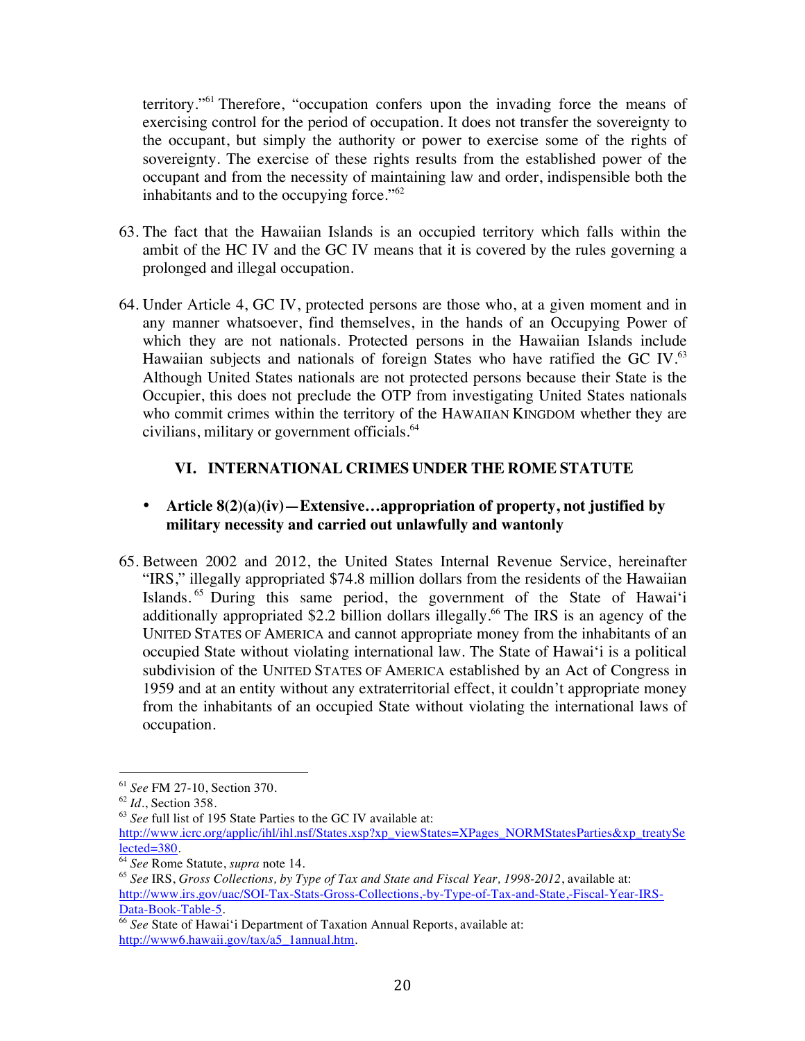territory."[61] Therefore, "occupation confers upon the invading force the means of exercising control for the period of occupation. It does not transfer the sovereignty to the occupant, but simply the authority or power to exercise some of the rights of sovereignty. The exercise of these rights results from the established power of the occupant and from the necessity of maintaining law and order, indispensible both the inhabitants and to the occupying force."[62]

63. The fact that the Hawaiian Islands is an occupied territory which falls within the ambit of the HC IV and the GC IV means that it is covered by the rules governing a prolonged and illegal occupation.

64. Under Article 4, GC IV, protected persons are those who, at a given moment and in any manner whatsoever, find themselves, in the hands of an Occupying Power of which they are not nationals. Protected persons in the Hawaiian Islands include Hawaiian subjects and nationals of foreign States who have ratified the GC IV.[63] Although United States nationals are not protected persons because their State is the Occupier, this does not preclude the OTP from investigating United States nationals who commit crimes within the territory of the HAWAIIAN KINGDOM whether they are civilians, military or government officials.[64]

## VI. INTERNATIONAL CRIMES UNDER THE ROME STATUTE

- **Article 8(2)(a)(iv)—Extensive…appropriation of property, not justified by military necessity and carried out unlawfully and wantonly**

65. Between 2002 and 2012, the United States Internal Revenue Service, hereinafter "IRS," illegally appropriated $74.8 million dollars from the residents of the Hawaiian Islands.[65] During this same period, the government of the State of Hawai'i additionally appropriated $2.2 billion dollars illegally.[66] The IRS is an agency of the UNITED STATES OF AMERICA and cannot appropriate money from the inhabitants of an occupied State without violating international law. The State of Hawai'i is a political subdivision of the UNITED STATES OF AMERICA established by an Act of Congress in 1959 and at an entity without any extraterritorial effect, it couldn't appropriate money from the inhabitants of an occupied State without violating the international laws of occupation.

---

[61] *See* FM 27-10, Section 370.

[62] *Id.*, Section 358.

[63] *See* full list of 195 State Parties to the GC IV available at: http://www.icrc.org/applic/ihl/ihl.nsf/States.xsp?xp_viewStates=XPages_NORMStatesParties&xp_treatySelected=380.

[64] *See* Rome Statute, *supra* note 14.

[65] *See* IRS, *Gross Collections, by Type of Tax and State and Fiscal Year, 1998-2012*, available at: http://www.irs.gov/uac/SOI-Tax-Stats-Gross-Collections,-by-Type-of-Tax-and-State,-Fiscal-Year-IRS-Data-Book-Table-5.

[66] *See* State of Hawai'i Department of Taxation Annual Reports, available at: http://www6.hawaii.gov/tax/a5_1annual.htm.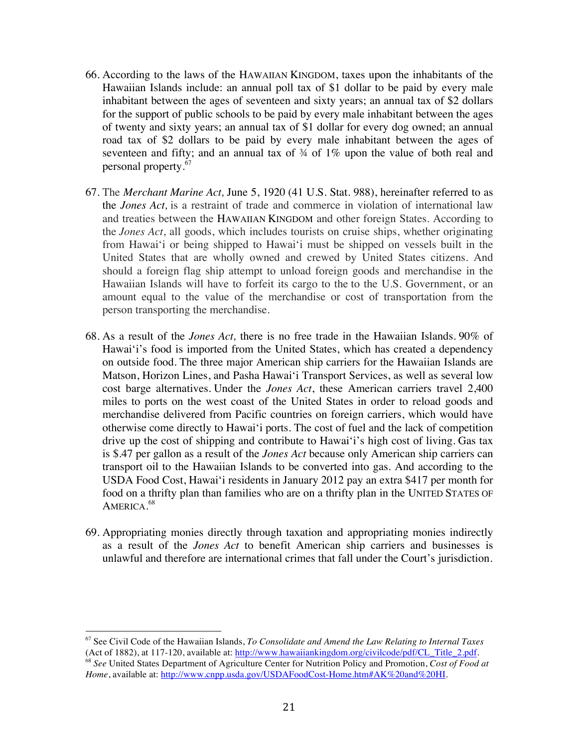66. According to the laws of the HAWAIIAN KINGDOM, taxes upon the inhabitants of the Hawaiian Islands include: an annual poll tax of $1 dollar to be paid by every male inhabitant between the ages of seventeen and sixty years; an annual tax of $2 dollars for the support of public schools to be paid by every male inhabitant between the ages of twenty and sixty years; an annual tax of $1 dollar for every dog owned; an annual road tax of $2 dollars to be paid by every male inhabitant between the ages of seventeen and fifty; and an annual tax of ¾ of 1% upon the value of both real and personal property.[67]

67. The *Merchant Marine Act,* June 5, 1920 (41 U.S. Stat. 988), hereinafter referred to as the *Jones Act,* is a restraint of trade and commerce in violation of international law and treaties between the HAWAIIAN KINGDOM and other foreign States. According to the *Jones Act*, all goods, which includes tourists on cruise ships, whether originating from Hawaiʻi or being shipped to Hawaiʻi must be shipped on vessels built in the United States that are wholly owned and crewed by United States citizens. And should a foreign flag ship attempt to unload foreign goods and merchandise in the Hawaiian Islands will have to forfeit its cargo to the to the U.S. Government, or an amount equal to the value of the merchandise or cost of transportation from the person transporting the merchandise.

68. As a result of the *Jones Act,* there is no free trade in the Hawaiian Islands. 90% of Hawaiʻi's food is imported from the United States, which has created a dependency on outside food. The three major American ship carriers for the Hawaiian Islands are Matson, Horizon Lines, and Pasha Hawaiʻi Transport Services, as well as several low cost barge alternatives. Under the *Jones Act*, these American carriers travel 2,400 miles to ports on the west coast of the United States in order to reload goods and merchandise delivered from Pacific countries on foreign carriers, which would have otherwise come directly to Hawaiʻi ports. The cost of fuel and the lack of competition drive up the cost of shipping and contribute to Hawaiʻi's high cost of living. Gas tax is $.47 per gallon as a result of the *Jones Act* because only American ship carriers can transport oil to the Hawaiian Islands to be converted into gas. And according to the USDA Food Cost, Hawaiʻi residents in January 2012 pay an extra $417 per month for food on a thrifty plan than families who are on a thrifty plan in the UNITED STATES OF AMERICA.[68]

69. Appropriating monies directly through taxation and appropriating monies indirectly as a result of the *Jones Act* to benefit American ship carriers and businesses is unlawful and therefore are international crimes that fall under the Court's jurisdiction.

---

[67] See Civil Code of the Hawaiian Islands, *To Consolidate and Amend the Law Relating to Internal Taxes* (Act of 1882), at 117-120, available at: http://www.hawaiiankingdom.org/civilcode/pdf/CL_Title_2.pdf.

[68] *See* United States Department of Agriculture Center for Nutrition Policy and Promotion, *Cost of Food at Home*, available at: http://www.cnpp.usda.gov/USDAFoodCost-Home.htm#AK%20and%20HI.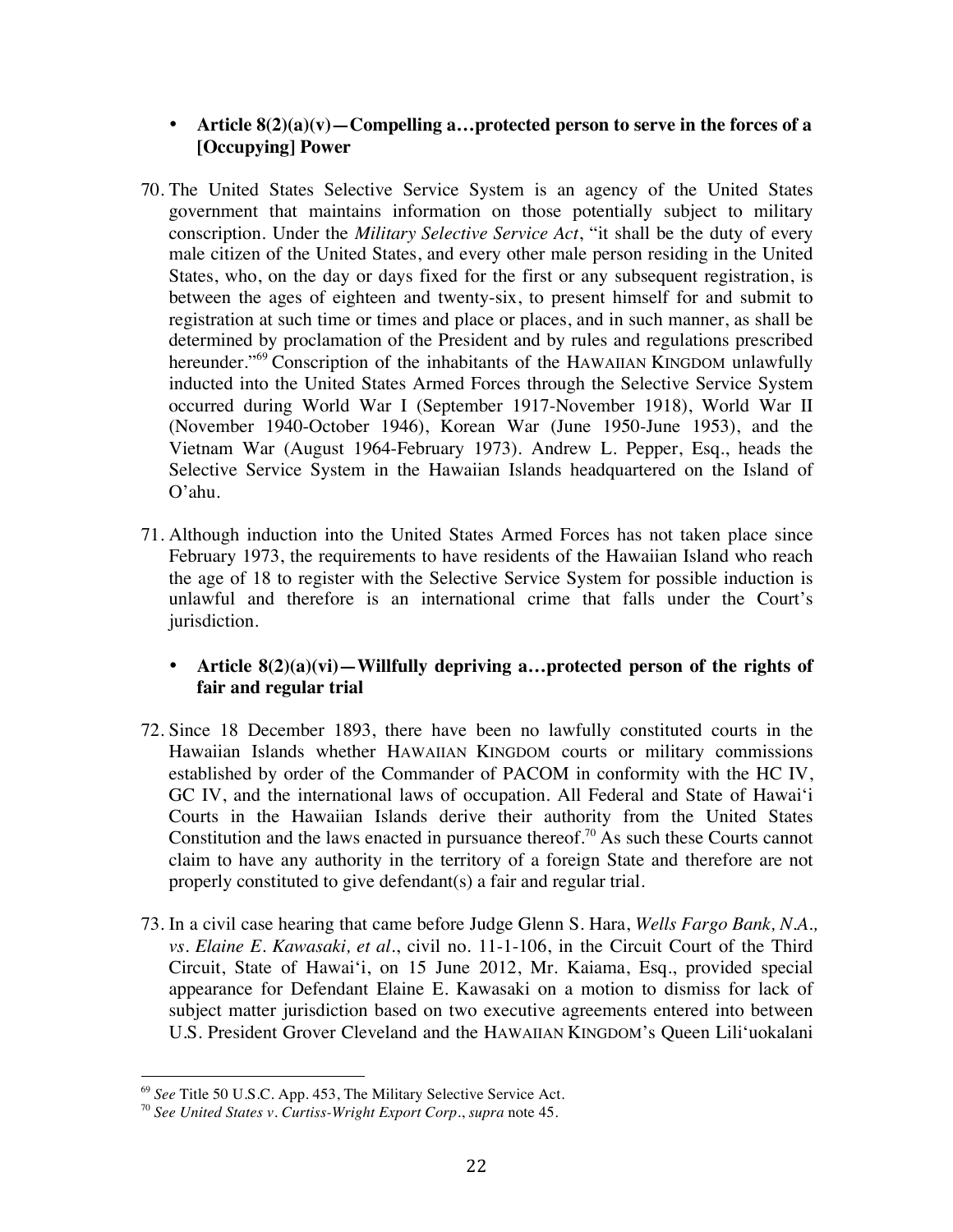- **Article 8(2)(a)(v)—Compelling a…protected person to serve in the forces of a [Occupying] Power**

70. The United States Selective Service System is an agency of the United States government that maintains information on those potentially subject to military conscription. Under the *Military Selective Service Act*, "it shall be the duty of every male citizen of the United States, and every other male person residing in the United States, who, on the day or days fixed for the first or any subsequent registration, is between the ages of eighteen and twenty-six, to present himself for and submit to registration at such time or times and place or places, and in such manner, as shall be determined by proclamation of the President and by rules and regulations prescribed hereunder."[69] Conscription of the inhabitants of the HAWAIIAN KINGDOM unlawfully inducted into the United States Armed Forces through the Selective Service System occurred during World War I (September 1917-November 1918), World War II (November 1940-October 1946), Korean War (June 1950-June 1953), and the Vietnam War (August 1964-February 1973). Andrew L. Pepper, Esq., heads the Selective Service System in the Hawaiian Islands headquartered on the Island of O'ahu.

71. Although induction into the United States Armed Forces has not taken place since February 1973, the requirements to have residents of the Hawaiian Island who reach the age of 18 to register with the Selective Service System for possible induction is unlawful and therefore is an international crime that falls under the Court's jurisdiction.

- **Article 8(2)(a)(vi)—Willfully depriving a…protected person of the rights of fair and regular trial**

72. Since 18 December 1893, there have been no lawfully constituted courts in the Hawaiian Islands whether HAWAIIAN KINGDOM courts or military commissions established by order of the Commander of PACOM in conformity with the HC IV, GC IV, and the international laws of occupation. All Federal and State of Hawai'i Courts in the Hawaiian Islands derive their authority from the United States Constitution and the laws enacted in pursuance thereof.[70] As such these Courts cannot claim to have any authority in the territory of a foreign State and therefore are not properly constituted to give defendant(s) a fair and regular trial.

73. In a civil case hearing that came before Judge Glenn S. Hara, *Wells Fargo Bank, N.A., vs. Elaine E. Kawasaki, et al.*, civil no. 11-1-106, in the Circuit Court of the Third Circuit, State of Hawai'i, on 15 June 2012, Mr. Kaiama, Esq., provided special appearance for Defendant Elaine E. Kawasaki on a motion to dismiss for lack of subject matter jurisdiction based on two executive agreements entered into between U.S. President Grover Cleveland and the HAWAIIAN KINGDOM's Queen Lili'uokalani

---

[69] *See* Title 50 U.S.C. App. 453, The Military Selective Service Act.

[70] *See United States v. Curtiss-Wright Export Corp.*, *supra* note 45.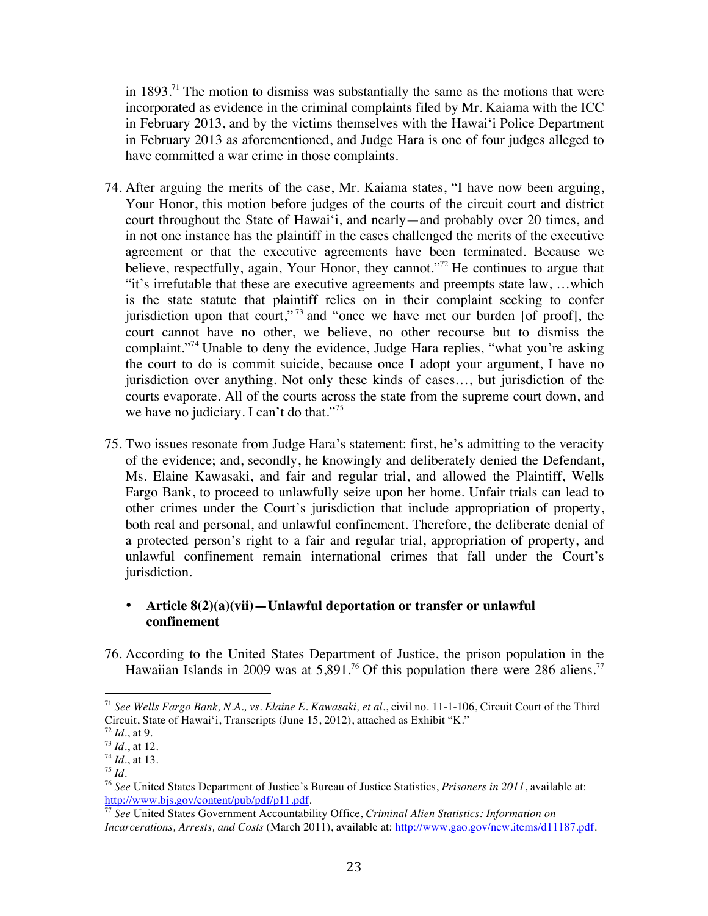in 1893.[71] The motion to dismiss was substantially the same as the motions that were incorporated as evidence in the criminal complaints filed by Mr. Kaiama with the ICC in February 2013, and by the victims themselves with the Hawai'i Police Department in February 2013 as aforementioned, and Judge Hara is one of four judges alleged to have committed a war crime in those complaints.

74. After arguing the merits of the case, Mr. Kaiama states, "I have now been arguing, Your Honor, this motion before judges of the courts of the circuit court and district court throughout the State of Hawai'i, and nearly—and probably over 20 times, and in not one instance has the plaintiff in the cases challenged the merits of the executive agreement or that the executive agreements have been terminated. Because we believe, respectfully, again, Your Honor, they cannot."[72] He continues to argue that "it's irrefutable that these are executive agreements and preempts state law, …which is the state statute that plaintiff relies on in their complaint seeking to confer jurisdiction upon that court,"[73] and "once we have met our burden [of proof], the court cannot have no other, we believe, no other recourse but to dismiss the complaint."[74] Unable to deny the evidence, Judge Hara replies, "what you're asking the court to do is commit suicide, because once I adopt your argument, I have no jurisdiction over anything. Not only these kinds of cases…, but jurisdiction of the courts evaporate. All of the courts across the state from the supreme court down, and we have no judiciary. I can't do that."[75]

75. Two issues resonate from Judge Hara's statement: first, he's admitting to the veracity of the evidence; and, secondly, he knowingly and deliberately denied the Defendant, Ms. Elaine Kawasaki, and fair and regular trial, and allowed the Plaintiff, Wells Fargo Bank, to proceed to unlawfully seize upon her home. Unfair trials can lead to other crimes under the Court's jurisdiction that include appropriation of property, both real and personal, and unlawful confinement. Therefore, the deliberate denial of a protected person's right to a fair and regular trial, appropriation of property, and unlawful confinement remain international crimes that fall under the Court's jurisdiction.

- **Article 8(2)(a)(vii)—Unlawful deportation or transfer or unlawful confinement**

76. According to the United States Department of Justice, the prison population in the Hawaiian Islands in 2009 was at 5,891.[76] Of this population there were 286 aliens.[77]

---

[71] *See Wells Fargo Bank, N.A., vs. Elaine E. Kawasaki, et al.*, civil no. 11-1-106, Circuit Court of the Third Circuit, State of Hawai'i, Transcripts (June 15, 2012), attached as Exhibit "K."

[72] *Id.*, at 9.

[73] *Id.*, at 12.

[74] *Id.*, at 13.

[75] *Id.*

[76] *See* United States Department of Justice's Bureau of Justice Statistics, *Prisoners in 2011*, available at: http://www.bjs.gov/content/pub/pdf/p11.pdf.

[77] *See* United States Government Accountability Office, *Criminal Alien Statistics: Information on Incarcerations, Arrests, and Costs* (March 2011), available at: http://www.gao.gov/new.items/d11187.pdf.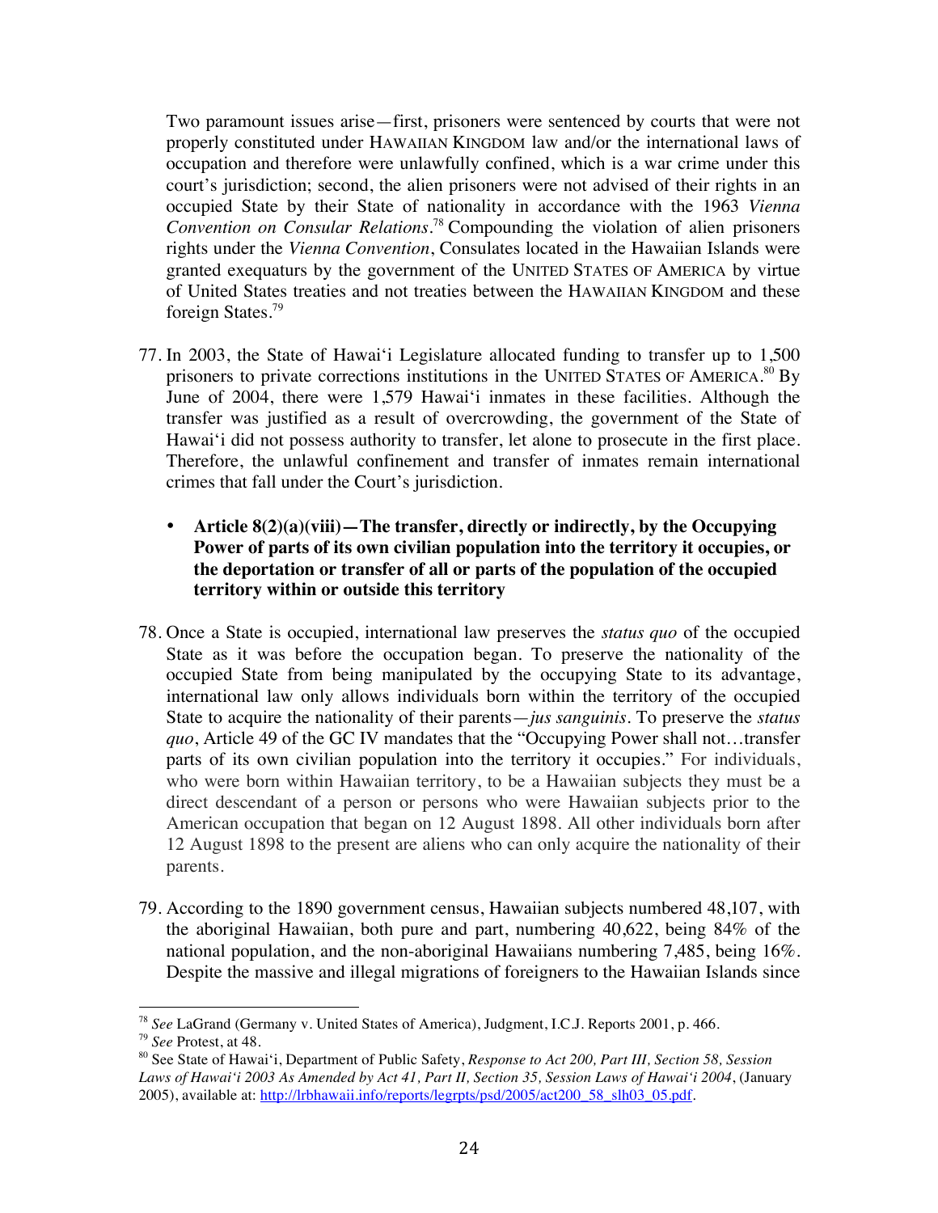Two paramount issues arise—first, prisoners were sentenced by courts that were not properly constituted under HAWAIIAN KINGDOM law and/or the international laws of occupation and therefore were unlawfully confined, which is a war crime under this court's jurisdiction; second, the alien prisoners were not advised of their rights in an occupied State by their State of nationality in accordance with the 1963 *Vienna Convention on Consular Relations*.[78] Compounding the violation of alien prisoners rights under the *Vienna Convention*, Consulates located in the Hawaiian Islands were granted exequaturs by the government of the UNITED STATES OF AMERICA by virtue of United States treaties and not treaties between the HAWAIIAN KINGDOM and these foreign States.[79]

77. In 2003, the State of Hawai'i Legislature allocated funding to transfer up to 1,500 prisoners to private corrections institutions in the UNITED STATES OF AMERICA.[80] By June of 2004, there were 1,579 Hawai'i inmates in these facilities. Although the transfer was justified as a result of overcrowding, the government of the State of Hawai'i did not possess authority to transfer, let alone to prosecute in the first place. Therefore, the unlawful confinement and transfer of inmates remain international crimes that fall under the Court's jurisdiction.

- **Article 8(2)(a)(viii)—The transfer, directly or indirectly, by the Occupying Power of parts of its own civilian population into the territory it occupies, or the deportation or transfer of all or parts of the population of the occupied territory within or outside this territory**

78. Once a State is occupied, international law preserves the *status quo* of the occupied State as it was before the occupation began. To preserve the nationality of the occupied State from being manipulated by the occupying State to its advantage, international law only allows individuals born within the territory of the occupied State to acquire the nationality of their parents—*jus sanguinis*. To preserve the *status quo*, Article 49 of the GC IV mandates that the "Occupying Power shall not…transfer parts of its own civilian population into the territory it occupies." For individuals, who were born within Hawaiian territory, to be a Hawaiian subjects they must be a direct descendant of a person or persons who were Hawaiian subjects prior to the American occupation that began on 12 August 1898. All other individuals born after 12 August 1898 to the present are aliens who can only acquire the nationality of their parents.

79. According to the 1890 government census, Hawaiian subjects numbered 48,107, with the aboriginal Hawaiian, both pure and part, numbering 40,622, being 84% of the national population, and the non-aboriginal Hawaiians numbering 7,485, being 16%. Despite the massive and illegal migrations of foreigners to the Hawaiian Islands since

---

[78] *See* LaGrand (Germany v. United States of America), Judgment, I.C.J. Reports 2001, p. 466.

[79] *See* Protest, at 48.

[80] See State of Hawai'i, Department of Public Safety, *Response to Act 200, Part III, Section 58, Session Laws of Hawai'i 2003 As Amended by Act 41, Part II, Section 35, Session Laws of Hawai'i 2004*, (January 2005), available at: http://lrbhawaii.info/reports/legrpts/psd/2005/act200_58_slh03_05.pdf.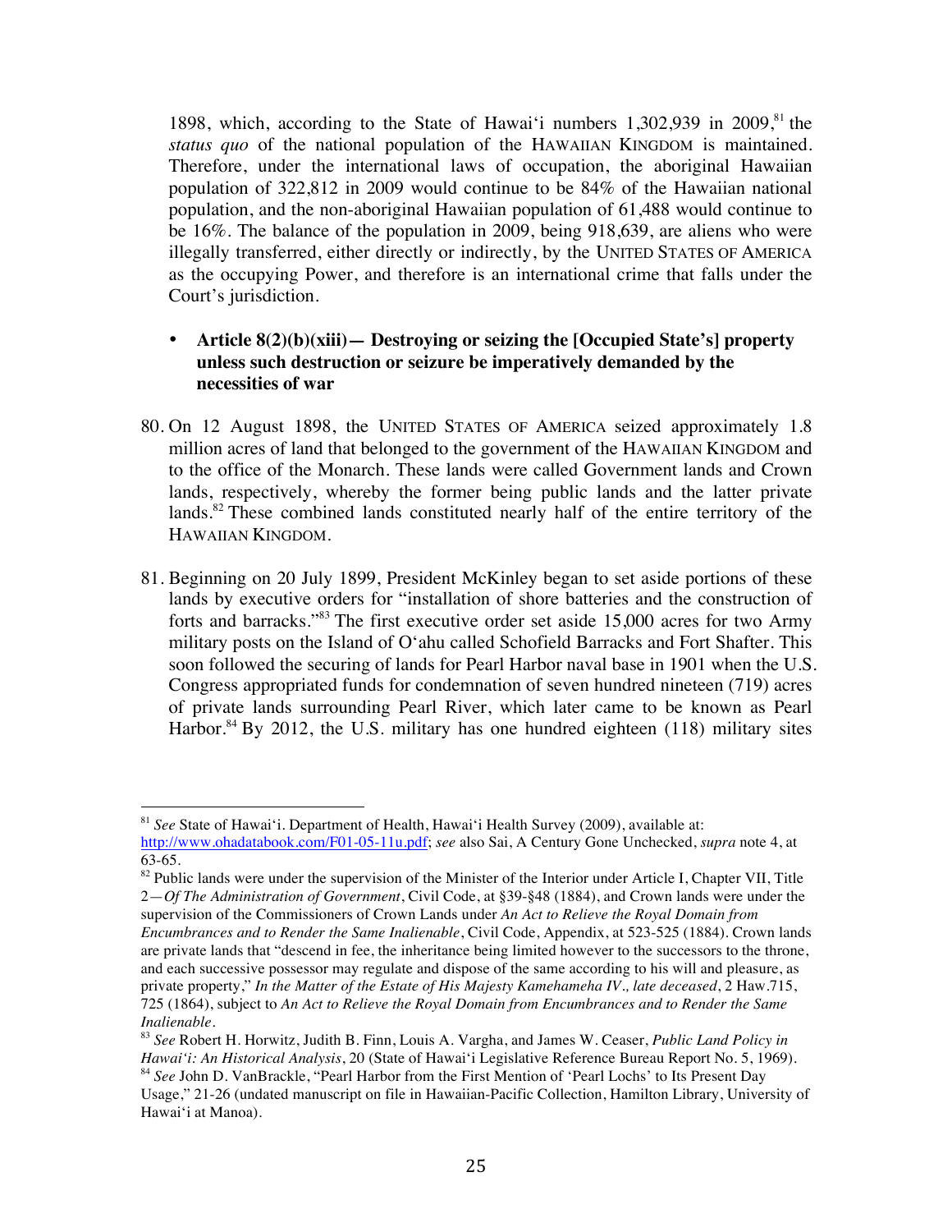1898, which, according to the State of Hawai'i numbers 1,302,939 in 2009,[81] the *status quo* of the national population of the HAWAIIAN KINGDOM is maintained. Therefore, under the international laws of occupation, the aboriginal Hawaiian population of 322,812 in 2009 would continue to be 84% of the Hawaiian national population, and the non-aboriginal Hawaiian population of 61,488 would continue to be 16%. The balance of the population in 2009, being 918,639, are aliens who were illegally transferred, either directly or indirectly, by the UNITED STATES OF AMERICA as the occupying Power, and therefore is an international crime that falls under the Court's jurisdiction.

- **Article 8(2)(b)(xiii)— Destroying or seizing the [Occupied State's] property unless such destruction or seizure be imperatively demanded by the necessities of war**

80. On 12 August 1898, the UNITED STATES OF AMERICA seized approximately 1.8 million acres of land that belonged to the government of the HAWAIIAN KINGDOM and to the office of the Monarch. These lands were called Government lands and Crown lands, respectively, whereby the former being public lands and the latter private lands.[82] These combined lands constituted nearly half of the entire territory of the HAWAIIAN KINGDOM.

81. Beginning on 20 July 1899, President McKinley began to set aside portions of these lands by executive orders for "installation of shore batteries and the construction of forts and barracks."[83] The first executive order set aside 15,000 acres for two Army military posts on the Island of O'ahu called Schofield Barracks and Fort Shafter. This soon followed the securing of lands for Pearl Harbor naval base in 1901 when the U.S. Congress appropriated funds for condemnation of seven hundred nineteen (719) acres of private lands surrounding Pearl River, which later came to be known as Pearl Harbor.[84] By 2012, the U.S. military has one hundred eighteen (118) military sites

---

[81] *See* State of Hawai'i. Department of Health, Hawai'i Health Survey (2009), available at: http://www.ohadatabook.com/F01-05-11u.pdf; *see* also Sai, A Century Gone Unchecked, *supra* note 4, at 63-65.

[82] Public lands were under the supervision of the Minister of the Interior under Article I, Chapter VII, Title 2—*Of The Administration of Government*, Civil Code, at §39-§48 (1884), and Crown lands were under the supervision of the Commissioners of Crown Lands under *An Act to Relieve the Royal Domain from Encumbrances and to Render the Same Inalienable*, Civil Code, Appendix, at 523-525 (1884). Crown lands are private lands that "descend in fee, the inheritance being limited however to the successors to the throne, and each successive possessor may regulate and dispose of the same according to his will and pleasure, as private property," *In the Matter of the Estate of His Majesty Kamehameha IV., late deceased*, 2 Haw.715, 725 (1864), subject to *An Act to Relieve the Royal Domain from Encumbrances and to Render the Same Inalienable*.

[83] *See* Robert H. Horwitz, Judith B. Finn, Louis A. Vargha, and James W. Ceaser, *Public Land Policy in Hawai'i: An Historical Analysis*, 20 (State of Hawai'i Legislative Reference Bureau Report No. 5, 1969).

[84] *See* John D. VanBrackle, "Pearl Harbor from the First Mention of 'Pearl Lochs' to Its Present Day Usage," 21-26 (undated manuscript on file in Hawaiian-Pacific Collection, Hamilton Library, University of Hawai'i at Manoa).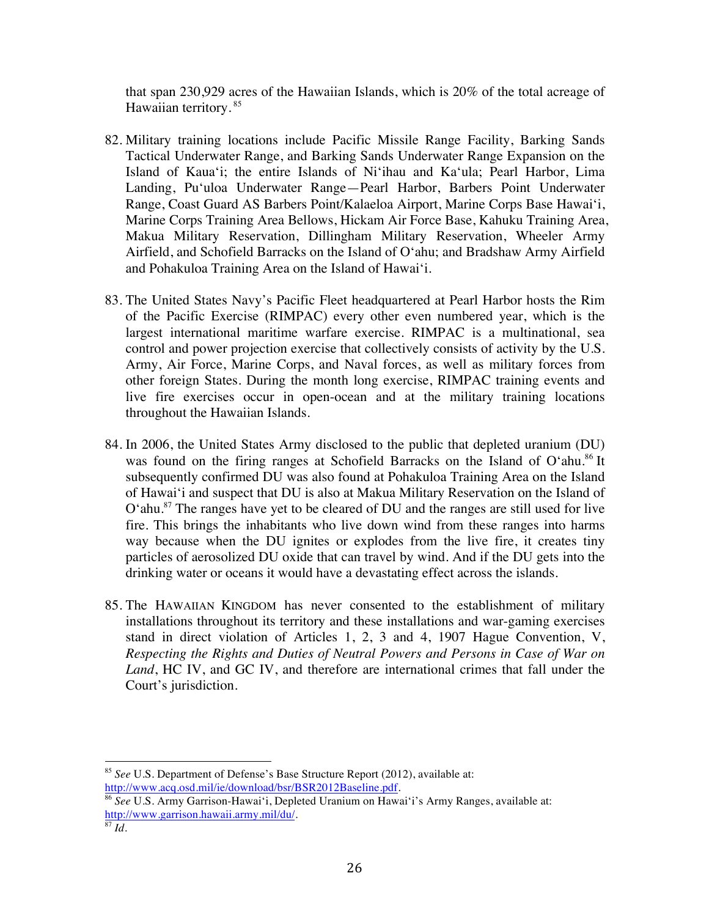that span 230,929 acres of the Hawaiian Islands, which is 20% of the total acreage of Hawaiian territory.[85]

82. Military training locations include Pacific Missile Range Facility, Barking Sands Tactical Underwater Range, and Barking Sands Underwater Range Expansion on the Island of Kaua'i; the entire Islands of Ni'ihau and Ka'ula; Pearl Harbor, Lima Landing, Pu'uloa Underwater Range—Pearl Harbor, Barbers Point Underwater Range, Coast Guard AS Barbers Point/Kalaeloa Airport, Marine Corps Base Hawai'i, Marine Corps Training Area Bellows, Hickam Air Force Base, Kahuku Training Area, Makua Military Reservation, Dillingham Military Reservation, Wheeler Army Airfield, and Schofield Barracks on the Island of O'ahu; and Bradshaw Army Airfield and Pohakuloa Training Area on the Island of Hawai'i.

83. The United States Navy's Pacific Fleet headquartered at Pearl Harbor hosts the Rim of the Pacific Exercise (RIMPAC) every other even numbered year, which is the largest international maritime warfare exercise. RIMPAC is a multinational, sea control and power projection exercise that collectively consists of activity by the U.S. Army, Air Force, Marine Corps, and Naval forces, as well as military forces from other foreign States. During the month long exercise, RIMPAC training events and live fire exercises occur in open-ocean and at the military training locations throughout the Hawaiian Islands.

84. In 2006, the United States Army disclosed to the public that depleted uranium (DU) was found on the firing ranges at Schofield Barracks on the Island of O'ahu.[86] It subsequently confirmed DU was also found at Pohakuloa Training Area on the Island of Hawai'i and suspect that DU is also at Makua Military Reservation on the Island of O'ahu.[87] The ranges have yet to be cleared of DU and the ranges are still used for live fire. This brings the inhabitants who live down wind from these ranges into harms way because when the DU ignites or explodes from the live fire, it creates tiny particles of aerosolized DU oxide that can travel by wind. And if the DU gets into the drinking water or oceans it would have a devastating effect across the islands.

85. The HAWAIIAN KINGDOM has never consented to the establishment of military installations throughout its territory and these installations and war-gaming exercises stand in direct violation of Articles 1, 2, 3 and 4, 1907 Hague Convention, V, *Respecting the Rights and Duties of Neutral Powers and Persons in Case of War on Land*, HC IV, and GC IV, and therefore are international crimes that fall under the Court's jurisdiction.

---

[85] *See* U.S. Department of Defense's Base Structure Report (2012), available at: http://www.acq.osd.mil/ie/download/bsr/BSR2012Baseline.pdf.

[86] *See* U.S. Army Garrison-Hawai'i, Depleted Uranium on Hawai'i's Army Ranges, available at: http://www.garrison.hawaii.army.mil/du/.

[87] *Id.*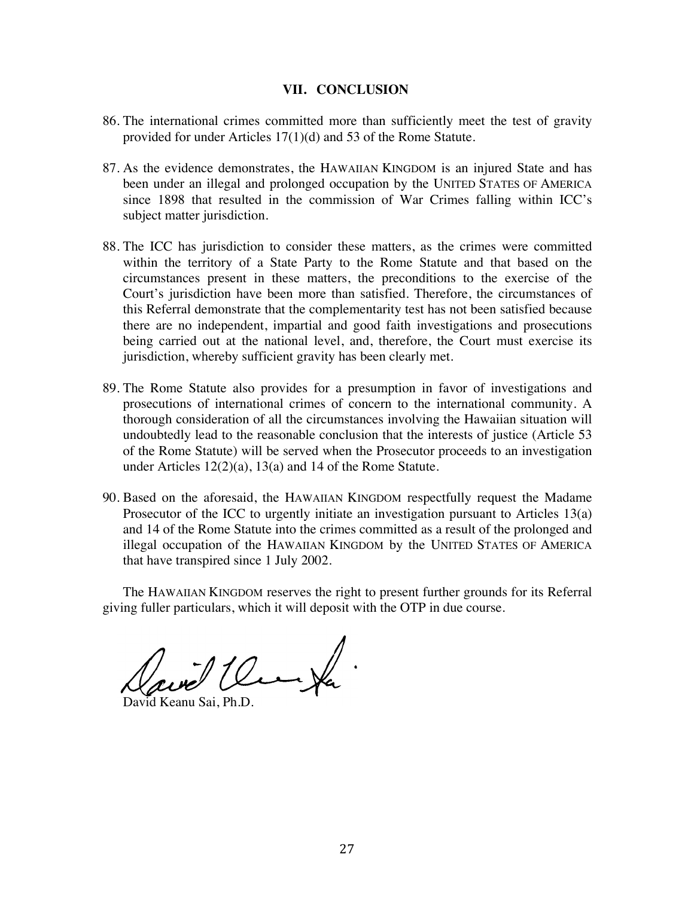## VII. CONCLUSION

86. The international crimes committed more than sufficiently meet the test of gravity provided for under Articles 17(1)(d) and 53 of the Rome Statute.

87. As the evidence demonstrates, the HAWAIIAN KINGDOM is an injured State and has been under an illegal and prolonged occupation by the UNITED STATES OF AMERICA since 1898 that resulted in the commission of War Crimes falling within ICC's subject matter jurisdiction.

88. The ICC has jurisdiction to consider these matters, as the crimes were committed within the territory of a State Party to the Rome Statute and that based on the circumstances present in these matters, the preconditions to the exercise of the Court's jurisdiction have been more than satisfied. Therefore, the circumstances of this Referral demonstrate that the complementarity test has not been satisfied because there are no independent, impartial and good faith investigations and prosecutions being carried out at the national level, and, therefore, the Court must exercise its jurisdiction, whereby sufficient gravity has been clearly met.

89. The Rome Statute also provides for a presumption in favor of investigations and prosecutions of international crimes of concern to the international community. A thorough consideration of all the circumstances involving the Hawaiian situation will undoubtedly lead to the reasonable conclusion that the interests of justice (Article 53 of the Rome Statute) will be served when the Prosecutor proceeds to an investigation under Articles 12(2)(a), 13(a) and 14 of the Rome Statute.

90. Based on the aforesaid, the HAWAIIAN KINGDOM respectfully request the Madame Prosecutor of the ICC to urgently initiate an investigation pursuant to Articles 13(a) and 14 of the Rome Statute into the crimes committed as a result of the prolonged and illegal occupation of the HAWAIIAN KINGDOM by the UNITED STATES OF AMERICA that have transpired since 1 July 2002.

The HAWAIIAN KINGDOM reserves the right to present further grounds for its Referral giving fuller particulars, which it will deposit with the OTP in due course.

David Keanu Sai, Ph.D.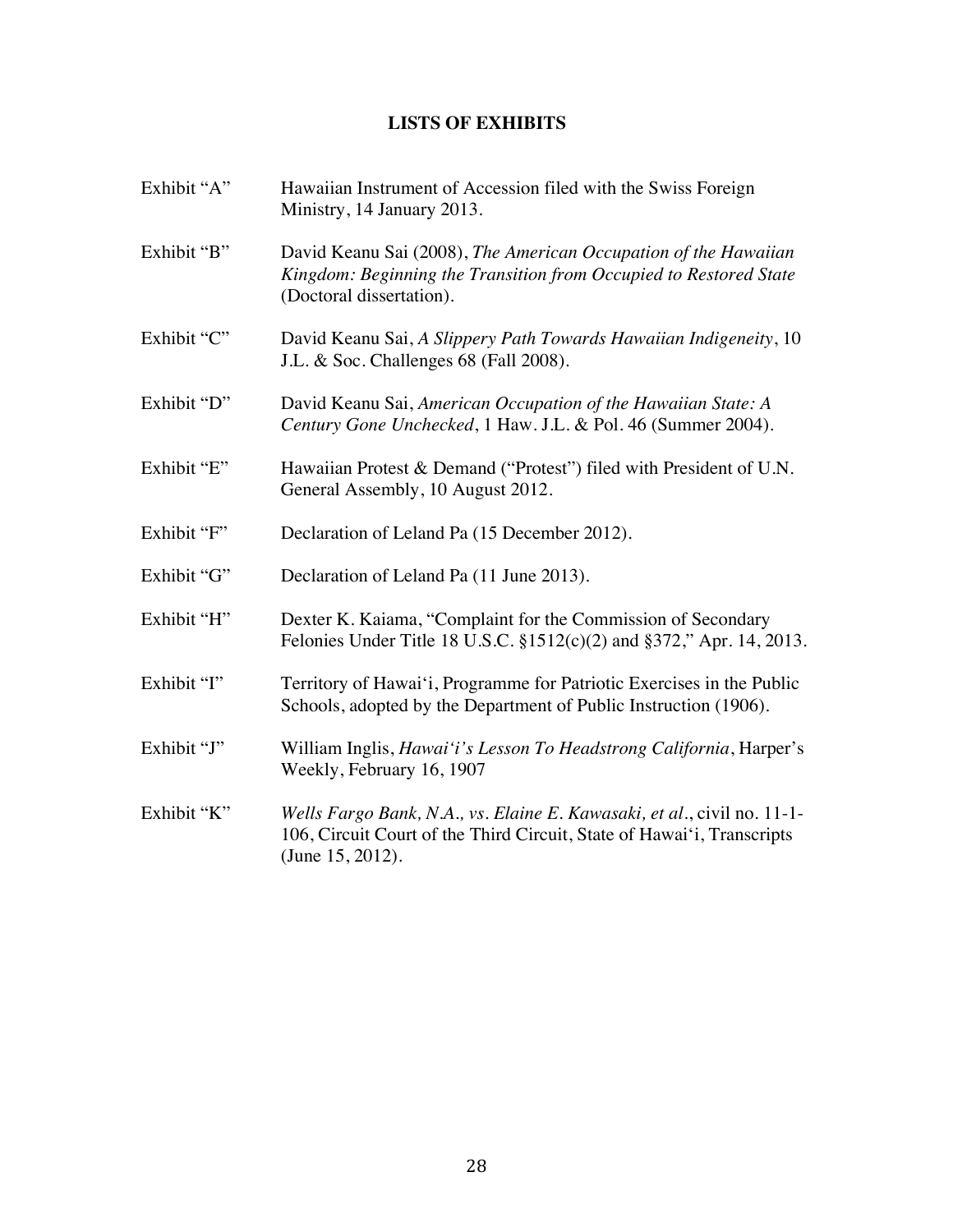# LISTS OF EXHIBITS

| | |
|---|---|
| Exhibit "A" | Hawaiian Instrument of Accession filed with the Swiss Foreign Ministry, 14 January 2013. |
| Exhibit "B" | David Keanu Sai (2008), *The American Occupation of the Hawaiian Kingdom: Beginning the Transition from Occupied to Restored State* (Doctoral dissertation). |
| Exhibit "C" | David Keanu Sai, *A Slippery Path Towards Hawaiian Indigeneity*, 10 J.L. & Soc. Challenges 68 (Fall 2008). |
| Exhibit "D" | David Keanu Sai, *American Occupation of the Hawaiian State: A Century Gone Unchecked*, 1 Haw. J.L. & Pol. 46 (Summer 2004). |
| Exhibit "E" | Hawaiian Protest & Demand ("Protest") filed with President of U.N. General Assembly, 10 August 2012. |
| Exhibit "F" | Declaration of Leland Pa (15 December 2012). |
| Exhibit "G" | Declaration of Leland Pa (11 June 2013). |
| Exhibit "H" | Dexter K. Kaiama, "Complaint for the Commission of Secondary Felonies Under Title 18 U.S.C. §1512(c)(2) and §372," Apr. 14, 2013. |
| Exhibit "I" | Territory of Hawai'i, Programme for Patriotic Exercises in the Public Schools, adopted by the Department of Public Instruction (1906). |
| Exhibit "J" | William Inglis, *Hawai'i's Lesson To Headstrong California*, Harper's Weekly, February 16, 1907 |
| Exhibit "K" | *Wells Fargo Bank, N.A., vs. Elaine E. Kawasaki, et al.*, civil no. 11-1-106, Circuit Court of the Third Circuit, State of Hawai'i, Transcripts (June 15, 2012). |